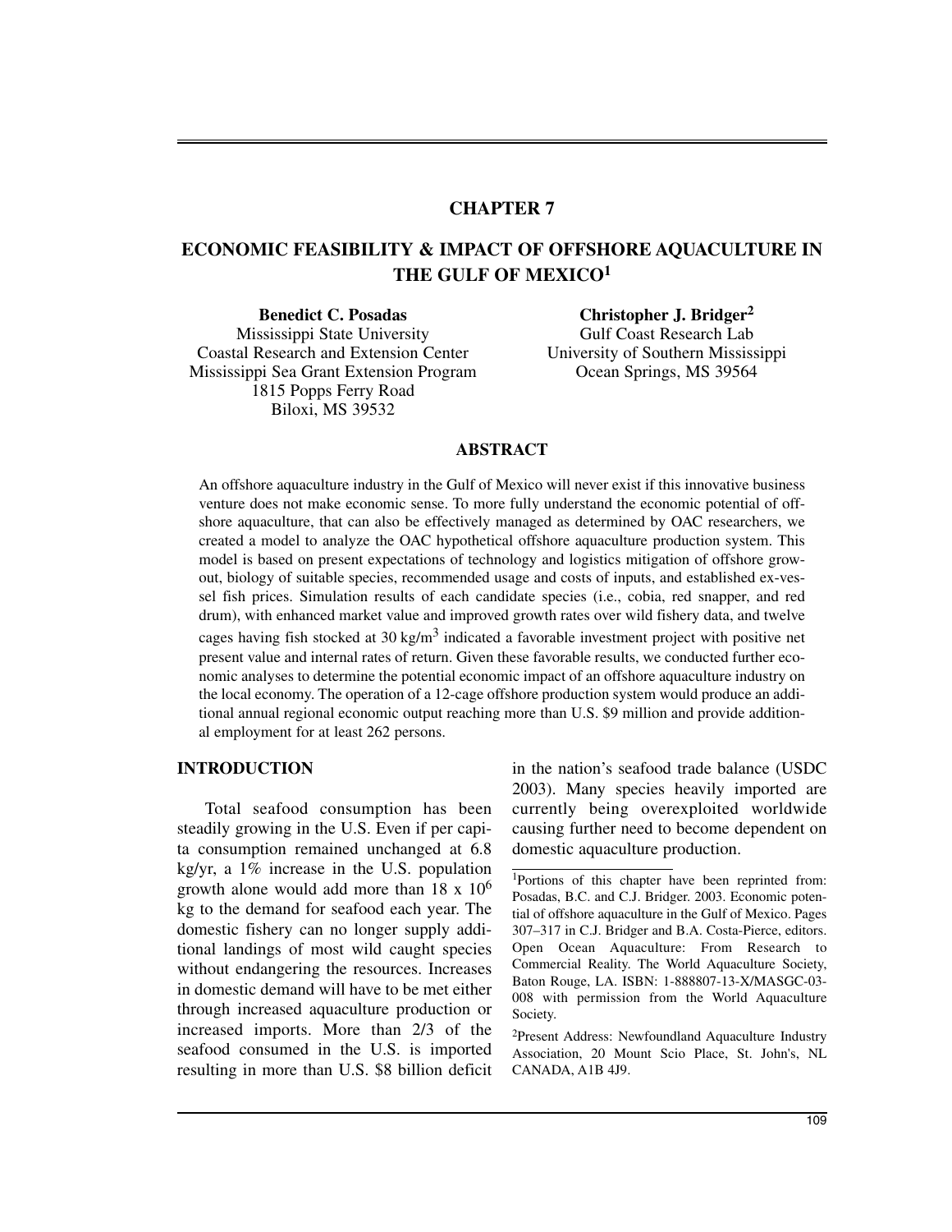# CHAPTER 7

## ECONOMIC FEASIBILITY & IMPACT OF OFFSHORE AQUACULTURE IN THE GULF OF MEXICO[1]

**Benedict C. Posadas**
Mississippi State University
Coastal Research and Extension Center
Mississippi Sea Grant Extension Program
1815 Popps Ferry Road
Biloxi, MS 39532

**Christopher J. Bridger[2]**
Gulf Coast Research Lab
University of Southern Mississippi
Ocean Springs, MS 39564

### ABSTRACT

An offshore aquaculture industry in the Gulf of Mexico will never exist if this innovative business venture does not make economic sense. To more fully understand the economic potential of offshore aquaculture, that can also be effectively managed as determined by OAC researchers, we created a model to analyze the OAC hypothetical offshore aquaculture production system. This model is based on present expectations of technology and logistics mitigation of offshore grow-out, biology of suitable species, recommended usage and costs of inputs, and established ex-vessel fish prices. Simulation results of each candidate species (i.e., cobia, red snapper, and red drum), with enhanced market value and improved growth rates over wild fishery data, and twelve cages having fish stocked at 30 kg/m$^3$ indicated a favorable investment project with positive net present value and internal rates of return. Given these favorable results, we conducted further economic analyses to determine the potential economic impact of an offshore aquaculture industry on the local economy. The operation of a 12-cage offshore production system would produce an additional annual regional economic output reaching more than U.S. $9 million and provide additional employment for at least 262 persons.

### INTRODUCTION

Total seafood consumption has been steadily growing in the U.S. Even if per capita consumption remained unchanged at 6.8 kg/yr, a 1% increase in the U.S. population growth alone would add more than 18 x 10$^6$ kg to the demand for seafood each year. The domestic fishery can no longer supply additional landings of most wild caught species without endangering the resources. Increases in domestic demand will have to be met either through increased aquaculture production or increased imports. More than 2/3 of the seafood consumed in the U.S. is imported resulting in more than U.S. $8 billion deficit in the nation's seafood trade balance (USDC 2003). Many species heavily imported are currently being overexploited worldwide causing further need to become dependent on domestic aquaculture production.

[1]Portions of this chapter have been reprinted from: Posadas, B.C. and C.J. Bridger. 2003. Economic potential of offshore aquaculture in the Gulf of Mexico. Pages 307–317 in C.J. Bridger and B.A. Costa-Pierce, editors. Open Ocean Aquaculture: From Research to Commercial Reality. The World Aquaculture Society, Baton Rouge, LA. ISBN: 1-888807-13-X/MASGC-03-008 with permission from the World Aquaculture Society.

[2]Present Address: Newfoundland Aquaculture Industry Association, 20 Mount Scio Place, St. John's, NL CANADA, A1B 4J9.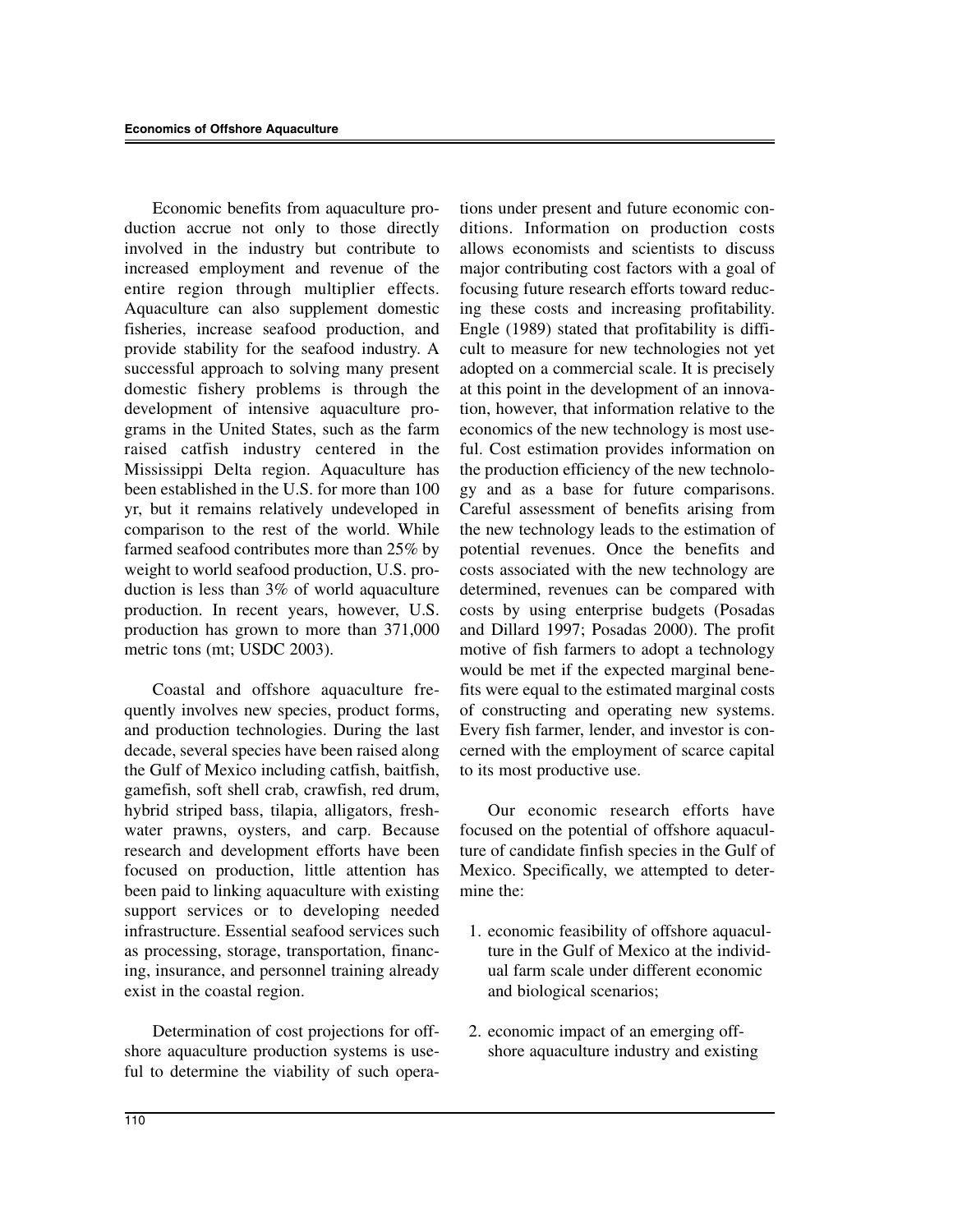Economic benefits from aquaculture production accrue not only to those directly involved in the industry but contribute to increased employment and revenue of the entire region through multiplier effects. Aquaculture can also supplement domestic fisheries, increase seafood production, and provide stability for the seafood industry. A successful approach to solving many present domestic fishery problems is through the development of intensive aquaculture programs in the United States, such as the farm raised catfish industry centered in the Mississippi Delta region. Aquaculture has been established in the U.S. for more than 100 yr, but it remains relatively undeveloped in comparison to the rest of the world. While farmed seafood contributes more than 25% by weight to world seafood production, U.S. production is less than 3% of world aquaculture production. In recent years, however, U.S. production has grown to more than 371,000 metric tons (mt; USDC 2003).

Coastal and offshore aquaculture frequently involves new species, product forms, and production technologies. During the last decade, several species have been raised along the Gulf of Mexico including catfish, baitfish, gamefish, soft shell crab, crawfish, red drum, hybrid striped bass, tilapia, alligators, freshwater prawns, oysters, and carp. Because research and development efforts have been focused on production, little attention has been paid to linking aquaculture with existing support services or to developing needed infrastructure. Essential seafood services such as processing, storage, transportation, financing, insurance, and personnel training already exist in the coastal region.

Determination of cost projections for offshore aquaculture production systems is useful to determine the viability of such operations under present and future economic conditions. Information on production costs allows economists and scientists to discuss major contributing cost factors with a goal of focusing future research efforts toward reducing these costs and increasing profitability. Engle (1989) stated that profitability is difficult to measure for new technologies not yet adopted on a commercial scale. It is precisely at this point in the development of an innovation, however, that information relative to the economics of the new technology is most useful. Cost estimation provides information on the production efficiency of the new technology and as a base for future comparisons. Careful assessment of benefits arising from the new technology leads to the estimation of potential revenues. Once the benefits and costs associated with the new technology are determined, revenues can be compared with costs by using enterprise budgets (Posadas and Dillard 1997; Posadas 2000). The profit motive of fish farmers to adopt a technology would be met if the expected marginal benefits were equal to the estimated marginal costs of constructing and operating new systems. Every fish farmer, lender, and investor is concerned with the employment of scarce capital to its most productive use.

Our economic research efforts have focused on the potential of offshore aquaculture of candidate finfish species in the Gulf of Mexico. Specifically, we attempted to determine the:

1. economic feasibility of offshore aquaculture in the Gulf of Mexico at the individual farm scale under different economic and biological scenarios;

2. economic impact of an emerging offshore aquaculture industry and existing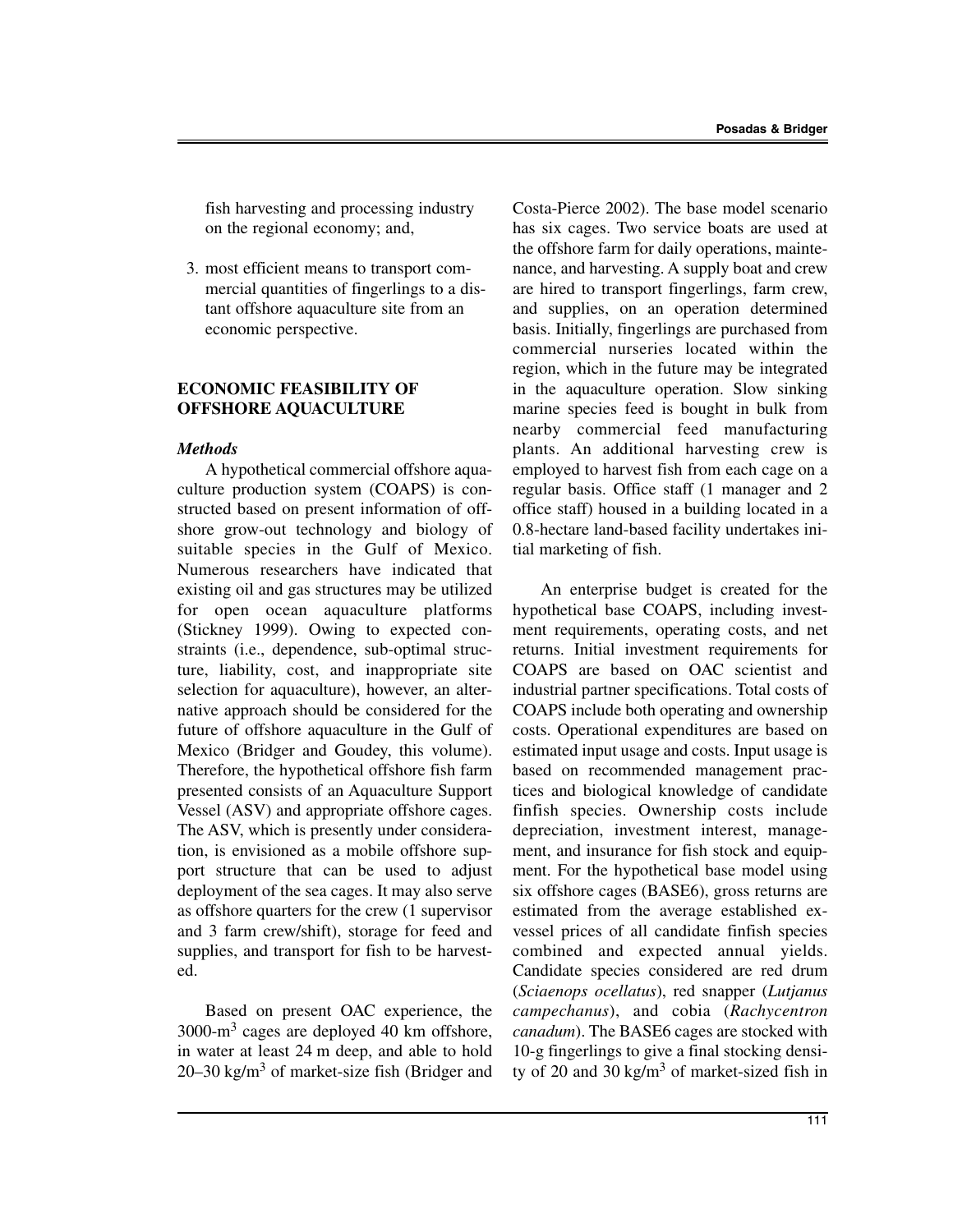fish harvesting and processing industry on the regional economy; and,

3. most efficient means to transport commercial quantities of fingerlings to a distant offshore aquaculture site from an economic perspective.

## ECONOMIC FEASIBILITY OF OFFSHORE AQUACULTURE

### *Methods*

A hypothetical commercial offshore aquaculture production system (COAPS) is constructed based on present information of offshore grow-out technology and biology of suitable species in the Gulf of Mexico. Numerous researchers have indicated that existing oil and gas structures may be utilized for open ocean aquaculture platforms (Stickney 1999). Owing to expected constraints (i.e., dependence, sub-optimal structure, liability, cost, and inappropriate site selection for aquaculture), however, an alternative approach should be considered for the future of offshore aquaculture in the Gulf of Mexico (Bridger and Goudey, this volume). Therefore, the hypothetical offshore fish farm presented consists of an Aquaculture Support Vessel (ASV) and appropriate offshore cages. The ASV, which is presently under consideration, is envisioned as a mobile offshore support structure that can be used to adjust deployment of the sea cages. It may also serve as offshore quarters for the crew (1 supervisor and 3 farm crew/shift), storage for feed and supplies, and transport for fish to be harvested.

Based on present OAC experience, the 3000-$m^3$ cages are deployed 40 km offshore, in water at least 24 m deep, and able to hold 20–30 kg/$m^3$ of market-size fish (Bridger and Costa-Pierce 2002). The base model scenario has six cages. Two service boats are used at the offshore farm for daily operations, maintenance, and harvesting. A supply boat and crew are hired to transport fingerlings, farm crew, and supplies, on an operation determined basis. Initially, fingerlings are purchased from commercial nurseries located within the region, which in the future may be integrated in the aquaculture operation. Slow sinking marine species feed is bought in bulk from nearby commercial feed manufacturing plants. An additional harvesting crew is employed to harvest fish from each cage on a regular basis. Office staff (1 manager and 2 office staff) housed in a building located in a 0.8-hectare land-based facility undertakes initial marketing of fish.

An enterprise budget is created for the hypothetical base COAPS, including investment requirements, operating costs, and net returns. Initial investment requirements for COAPS are based on OAC scientist and industrial partner specifications. Total costs of COAPS include both operating and ownership costs. Operational expenditures are based on estimated input usage and costs. Input usage is based on recommended management practices and biological knowledge of candidate finfish species. Ownership costs include depreciation, investment interest, management, and insurance for fish stock and equipment. For the hypothetical base model using six offshore cages (BASE6), gross returns are estimated from the average established ex-vessel prices of all candidate finfish species combined and expected annual yields. Candidate species considered are red drum (*Sciaenops ocellatus*), red snapper (*Lutjanus campechanus*), and cobia (*Rachycentron canadum*). The BASE6 cages are stocked with 10-g fingerlings to give a final stocking density of 20 and 30 kg/$m^3$ of market-sized fish in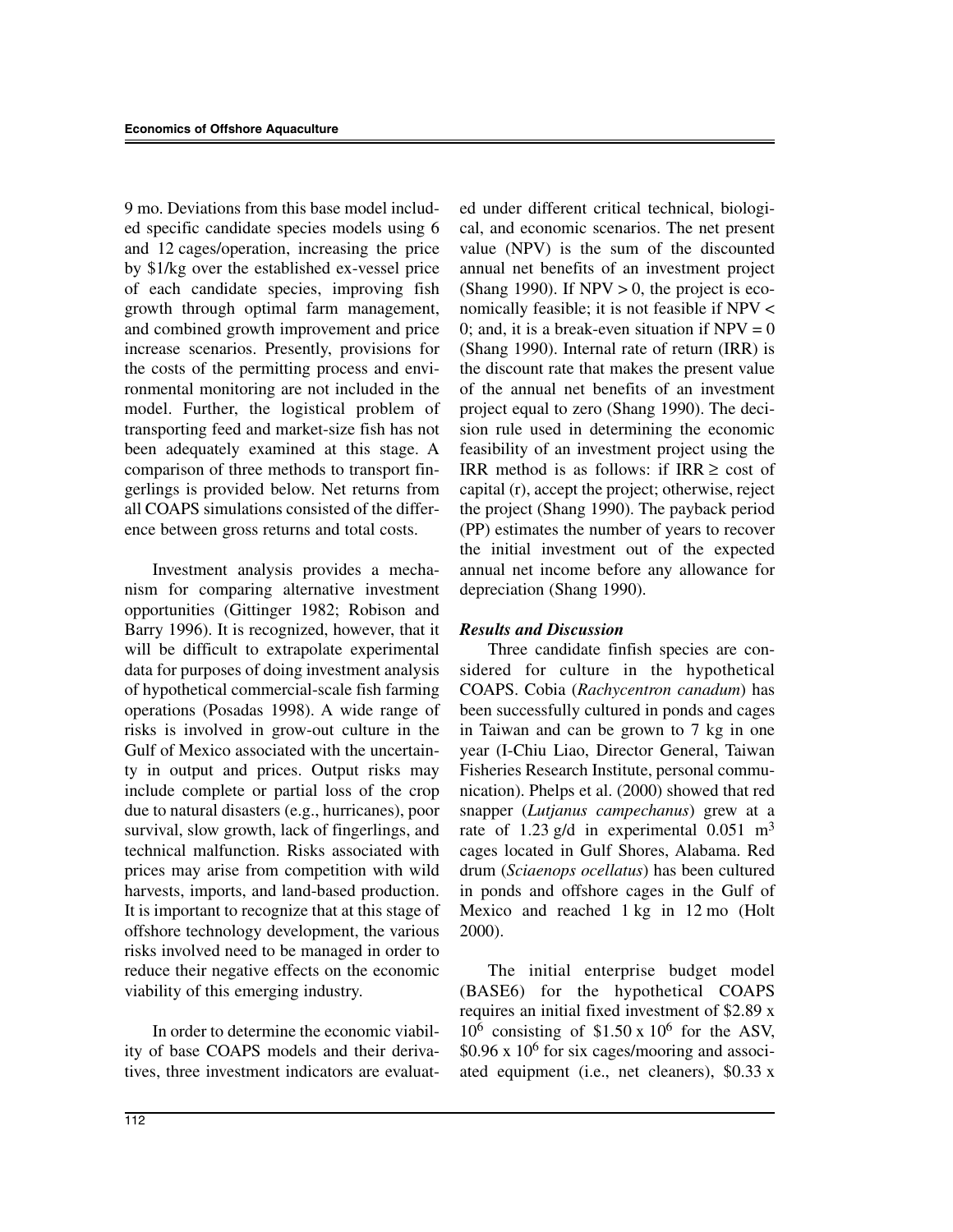9 mo. Deviations from this base model included specific candidate species models using 6 and 12 cages/operation, increasing the price by \$1/kg over the established ex-vessel price of each candidate species, improving fish growth through optimal farm management, and combined growth improvement and price increase scenarios. Presently, provisions for the costs of the permitting process and environmental monitoring are not included in the model. Further, the logistical problem of transporting feed and market-size fish has not been adequately examined at this stage. A comparison of three methods to transport fingerlings is provided below. Net returns from all COAPS simulations consisted of the difference between gross returns and total costs.

Investment analysis provides a mechanism for comparing alternative investment opportunities (Gittinger 1982; Robison and Barry 1996). It is recognized, however, that it will be difficult to extrapolate experimental data for purposes of doing investment analysis of hypothetical commercial-scale fish farming operations (Posadas 1998). A wide range of risks is involved in grow-out culture in the Gulf of Mexico associated with the uncertainty in output and prices. Output risks may include complete or partial loss of the crop due to natural disasters (e.g., hurricanes), poor survival, slow growth, lack of fingerlings, and technical malfunction. Risks associated with prices may arise from competition with wild harvests, imports, and land-based production. It is important to recognize that at this stage of offshore technology development, the various risks involved need to be managed in order to reduce their negative effects on the economic viability of this emerging industry.

In order to determine the economic viability of base COAPS models and their derivatives, three investment indicators are evaluated under different critical technical, biological, and economic scenarios. The net present value (NPV) is the sum of the discounted annual net benefits of an investment project (Shang 1990). If NPV > 0, the project is economically feasible; it is not feasible if NPV < 0; and, it is a break-even situation if NPV = 0 (Shang 1990). Internal rate of return (IRR) is the discount rate that makes the present value of the annual net benefits of an investment project equal to zero (Shang 1990). The decision rule used in determining the economic feasibility of an investment project using the IRR method is as follows: if IRR ≥ cost of capital (r), accept the project; otherwise, reject the project (Shang 1990). The payback period (PP) estimates the number of years to recover the initial investment out of the expected annual net income before any allowance for depreciation (Shang 1990).

### *Results and Discussion*

Three candidate finfish species are considered for culture in the hypothetical COAPS. Cobia (*Rachycentron canadum*) has been successfully cultured in ponds and cages in Taiwan and can be grown to 7 kg in one year (I-Chiu Liao, Director General, Taiwan Fisheries Research Institute, personal communication). Phelps et al. (2000) showed that red snapper (*Lutjanus campechanus*) grew at a rate of 1.23 g/d in experimental 0.051 $m^3$ cages located in Gulf Shores, Alabama. Red drum (*Sciaenops ocellatus*) has been cultured in ponds and offshore cages in the Gulf of Mexico and reached 1 kg in 12 mo (Holt 2000).

The initial enterprise budget model (BASE6) for the hypothetical COAPS requires an initial fixed investment of \$2.89 x $10^6$ consisting of \$1.50 x $10^6$ for the ASV, \$0.96 x $10^6$ for six cages/mooring and associated equipment (i.e., net cleaners), \$0.33 x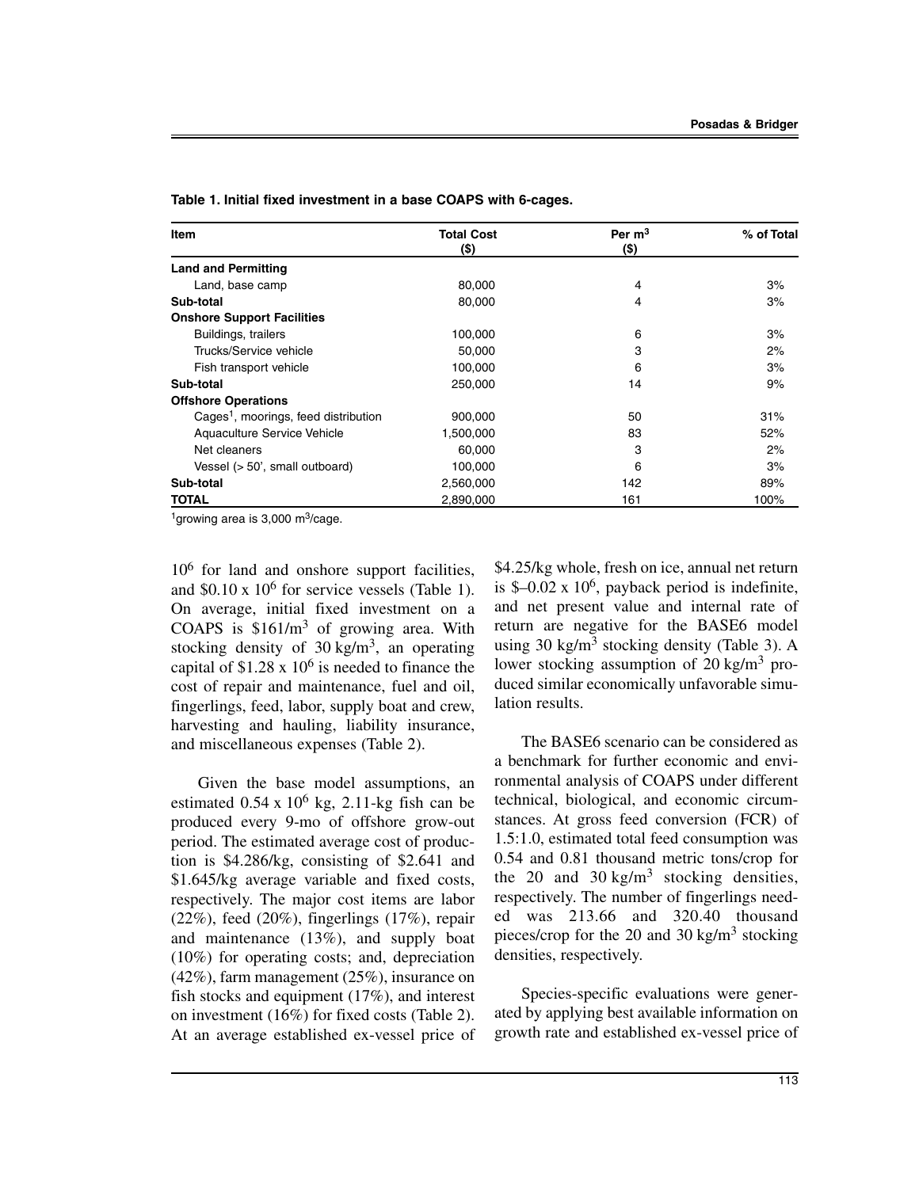**Table 1. Initial fixed investment in a base COAPS with 6-cages.**

| Item | Total Cost ($) | Per $m^3$ ($) | % of Total |
|---|---|---|---|
| **Land and Permitting** | | | |
| Land, base camp | 80,000 | 4 | 3% |
| **Sub-total** | 80,000 | 4 | 3% |
| **Onshore Support Facilities** | | | |
| Buildings, trailers | 100,000 | 6 | 3% |
| Trucks/Service vehicle | 50,000 | 3 | 2% |
| Fish transport vehicle | 100,000 | 6 | 3% |
| **Sub-total** | 250,000 | 14 | 9% |
| **Offshore Operations** | | | |
| Cages[1], moorings, feed distribution | 900,000 | 50 | 31% |
| Aquaculture Service Vehicle | 1,500,000 | 83 | 52% |
| Net cleaners | 60,000 | 3 | 2% |
| Vessel (> 50', small outboard) | 100,000 | 6 | 3% |
| **Sub-total** | 2,560,000 | 142 | 89% |
| **TOTAL** | 2,890,000 | 161 | 100% |

[1]growing area is 3,000 $m^3$/cage.

$10^6$ for land and onshore support facilities, and $\$0.10 \times 10^6$ for service vessels (Table 1). On average, initial fixed investment on a COAPS is $\$161/m^3$ of growing area. With stocking density of 30 $kg/m^3$, an operating capital of $\$1.28 \times 10^6$ is needed to finance the cost of repair and maintenance, fuel and oil, fingerlings, feed, labor, supply boat and crew, harvesting and hauling, liability insurance, and miscellaneous expenses (Table 2).

Given the base model assumptions, an estimated $0.54 \times 10^6$ kg, 2.11-kg fish can be produced every 9-mo of offshore grow-out period. The estimated average cost of production is \$4.286/kg, consisting of \$2.641 and \$1.645/kg average variable and fixed costs, respectively. The major cost items are labor (22%), feed (20%), fingerlings (17%), repair and maintenance (13%), and supply boat (10%) for operating costs; and, depreciation (42%), farm management (25%), insurance on fish stocks and equipment (17%), and interest on investment (16%) for fixed costs (Table 2). At an average established ex-vessel price of \$4.25/kg whole, fresh on ice, annual net return is $\$–0.02 \times 10^6$, payback period is indefinite, and net present value and internal rate of return are negative for the BASE6 model using 30 $kg/m^3$ stocking density (Table 3). A lower stocking assumption of 20 $kg/m^3$ produced similar economically unfavorable simulation results.

The BASE6 scenario can be considered as a benchmark for further economic and environmental analysis of COAPS under different technical, biological, and economic circumstances. At gross feed conversion (FCR) of 1.5:1.0, estimated total feed consumption was 0.54 and 0.81 thousand metric tons/crop for the 20 and 30 $kg/m^3$ stocking densities, respectively. The number of fingerlings needed was 213.66 and 320.40 thousand pieces/crop for the 20 and 30 $kg/m^3$ stocking densities, respectively.

Species-specific evaluations were generated by applying best available information on growth rate and established ex-vessel price of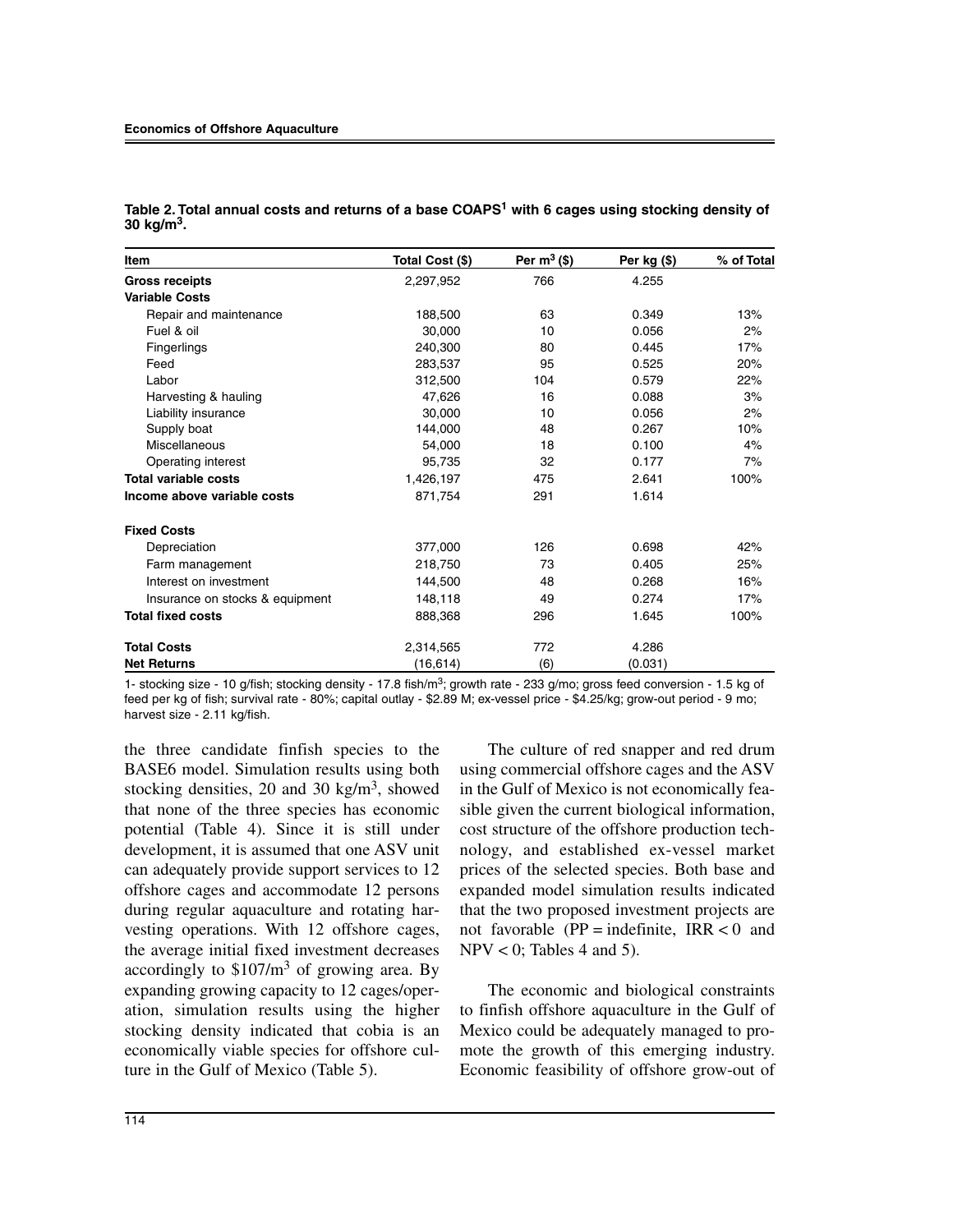**Table 2. Total annual costs and returns of a base COAPS[1] with 6 cages using stocking density of 30 kg/m$^3$.**

| Item | Total Cost ($) | Per m$^3$ ($) | Per kg ($) | % of Total |
|---|---|---|---|---|
| **Gross receipts** | 2,297,952 | 766 | 4.255 | |
| **Variable Costs** | | | | |
| Repair and maintenance | 188,500 | 63 | 0.349 | 13% |
| Fuel & oil | 30,000 | 10 | 0.056 | 2% |
| Fingerlings | 240,300 | 80 | 0.445 | 17% |
| Feed | 283,537 | 95 | 0.525 | 20% |
| Labor | 312,500 | 104 | 0.579 | 22% |
| Harvesting & hauling | 47,626 | 16 | 0.088 | 3% |
| Liability insurance | 30,000 | 10 | 0.056 | 2% |
| Supply boat | 144,000 | 48 | 0.267 | 10% |
| Miscellaneous | 54,000 | 18 | 0.100 | 4% |
| Operating interest | 95,735 | 32 | 0.177 | 7% |
| **Total variable costs** | 1,426,197 | 475 | 2.641 | 100% |
| **Income above variable costs** | 871,754 | 291 | 1.614 | |
| **Fixed Costs** | | | | |
| Depreciation | 377,000 | 126 | 0.698 | 42% |
| Farm management | 218,750 | 73 | 0.405 | 25% |
| Interest on investment | 144,500 | 48 | 0.268 | 16% |
| Insurance on stocks & equipment | 148,118 | 49 | 0.274 | 17% |
| **Total fixed costs** | 888,368 | 296 | 1.645 | 100% |
| **Total Costs** | 2,314,565 | 772 | 4.286 | |
| **Net Returns** | (16,614) | (6) | (0.031) | |

1- stocking size - 10 g/fish; stocking density - 17.8 fish/m$^3$; growth rate - 233 g/mo; gross feed conversion - 1.5 kg of feed per kg of fish; survival rate - 80%; capital outlay - $2.89 M; ex-vessel price - $4.25/kg; grow-out period - 9 mo; harvest size - 2.11 kg/fish.

the three candidate finfish species to the BASE6 model. Simulation results using both stocking densities, 20 and 30 kg/m$^3$, showed that none of the three species has economic potential (Table 4). Since it is still under development, it is assumed that one ASV unit can adequately provide support services to 12 offshore cages and accommodate 12 persons during regular aquaculture and rotating harvesting operations. With 12 offshore cages, the average initial fixed investment decreases accordingly to $107/m$^3$ of growing area. By expanding growing capacity to 12 cages/operation, simulation results using the higher stocking density indicated that cobia is an economically viable species for offshore culture in the Gulf of Mexico (Table 5).

The culture of red snapper and red drum using commercial offshore cages and the ASV in the Gulf of Mexico is not economically feasible given the current biological information, cost structure of the offshore production technology, and established ex-vessel market prices of the selected species. Both base and expanded model simulation results indicated that the two proposed investment projects are not favorable (PP = indefinite, IRR < 0 and NPV < 0; Tables 4 and 5).

The economic and biological constraints to finfish offshore aquaculture in the Gulf of Mexico could be adequately managed to promote the growth of this emerging industry. Economic feasibility of offshore grow-out of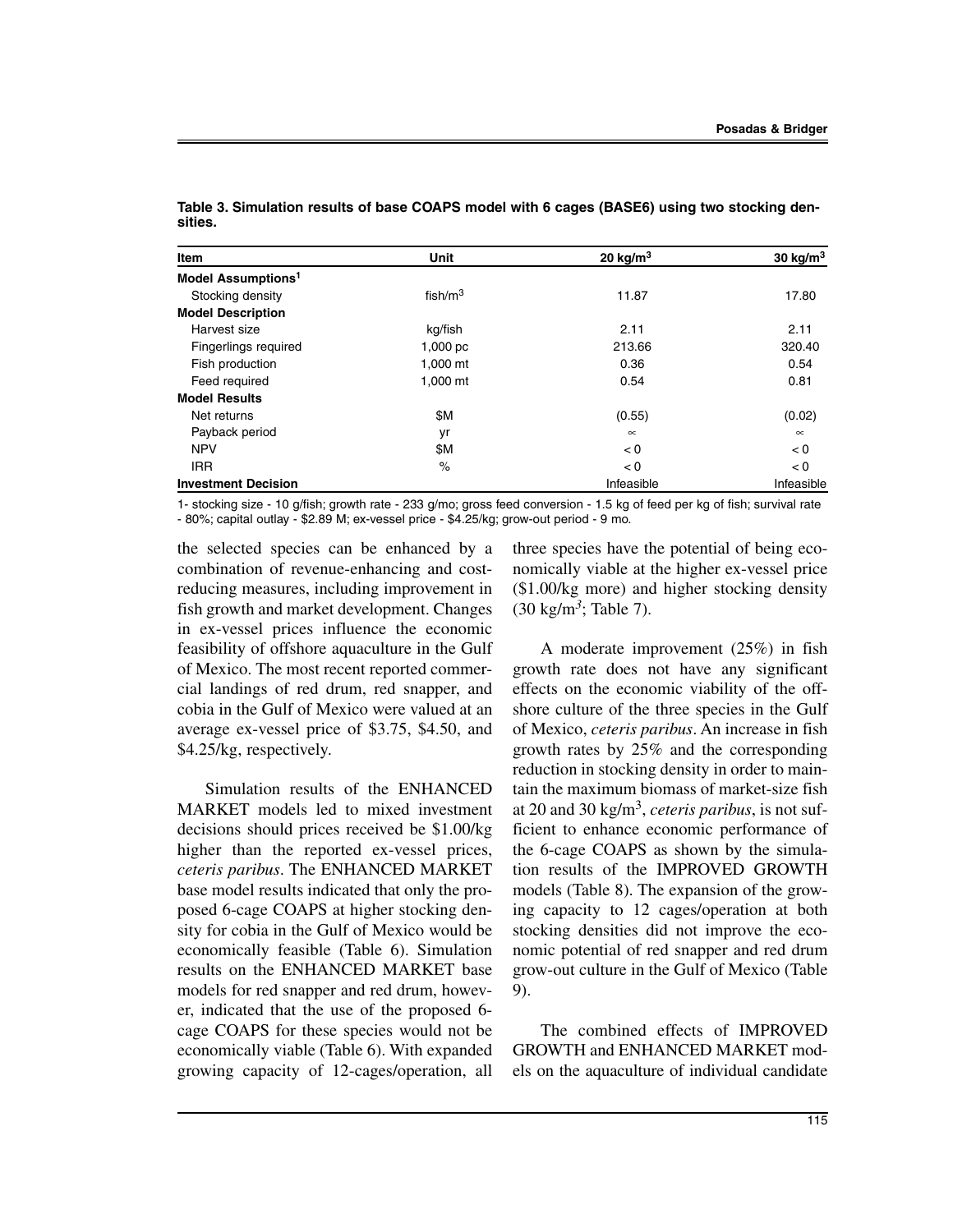**Table 3. Simulation results of base COAPS model with 6 cages (BASE6) using two stocking densities.**

| Item | Unit | 20 kg/m$^3$ | 30 kg/m$^3$ |
|---|---|---|---|
| **Model Assumptions**[1] | | | |
| Stocking density | fish/m$^3$ | 11.87 | 17.80 |
| **Model Description** | | | |
| Harvest size | kg/fish | 2.11 | 2.11 |
| Fingerlings required | 1,000 pc | 213.66 | 320.40 |
| Fish production | 1,000 mt | 0.36 | 0.54 |
| Feed required | 1,000 mt | 0.54 | 0.81 |
| **Model Results** | | | |
| Net returns | $M | (0.55) | (0.02) |
| Payback period | yr | ∝ | ∝ |
| NPV | $M | < 0 | < 0 |
| IRR | % | < 0 | < 0 |
| **Investment Decision** | | Infeasible | Infeasible |

1- stocking size - 10 g/fish; growth rate - 233 g/mo; gross feed conversion - 1.5 kg of feed per kg of fish; survival rate - 80%; capital outlay - $2.89 M; ex-vessel price - $4.25/kg; grow-out period - 9 mo.

the selected species can be enhanced by a combination of revenue-enhancing and cost-reducing measures, including improvement in fish growth and market development. Changes in ex-vessel prices influence the economic feasibility of offshore aquaculture in the Gulf of Mexico. The most recent reported commercial landings of red drum, red snapper, and cobia in the Gulf of Mexico were valued at an average ex-vessel price of $3.75, $4.50, and $4.25/kg, respectively.

Simulation results of the ENHANCED MARKET models led to mixed investment decisions should prices received be $1.00/kg higher than the reported ex-vessel prices, *ceteris paribus*. The ENHANCED MARKET base model results indicated that only the proposed 6-cage COAPS at higher stocking density for cobia in the Gulf of Mexico would be economically feasible (Table 6). Simulation results on the ENHANCED MARKET base models for red snapper and red drum, however, indicated that the use of the proposed 6-cage COAPS for these species would not be economically viable (Table 6). With expanded growing capacity of 12-cages/operation, all three species have the potential of being economically viable at the higher ex-vessel price ($1.00/kg more) and higher stocking density (30 kg/m$^3$; Table 7).

A moderate improvement (25%) in fish growth rate does not have any significant effects on the economic viability of the offshore culture of the three species in the Gulf of Mexico, *ceteris paribus*. An increase in fish growth rates by 25% and the corresponding reduction in stocking density in order to maintain the maximum biomass of market-size fish at 20 and 30 kg/m$^3$, *ceteris paribus*, is not sufficient to enhance economic performance of the 6-cage COAPS as shown by the simulation results of the IMPROVED GROWTH models (Table 8). The expansion of the growing capacity to 12 cages/operation at both stocking densities did not improve the economic potential of red snapper and red drum grow-out culture in the Gulf of Mexico (Table 9).

The combined effects of IMPROVED GROWTH and ENHANCED MARKET models on the aquaculture of individual candidate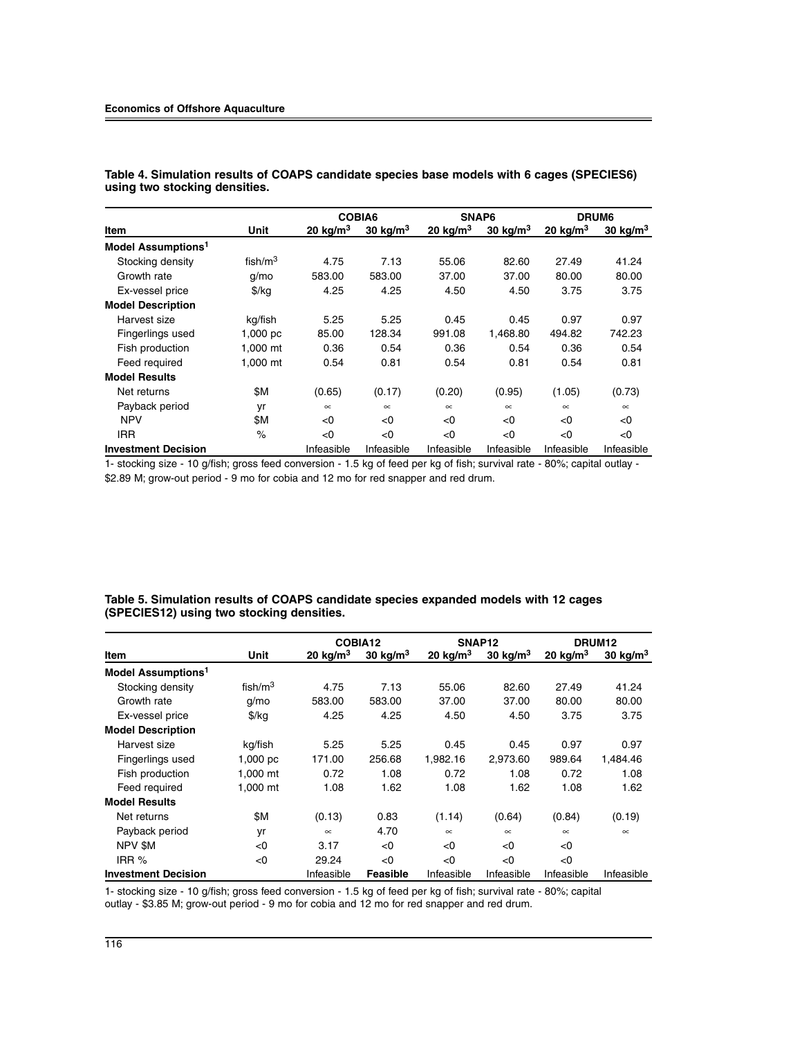**Table 4. Simulation results of COAPS candidate species base models with 6 cages (SPECIES6) using two stocking densities.**

| Item | Unit | COBIA6 | | SNAP6 | | DRUM6 | |
|---|---|---|---|---|---|---|---|
| | | 20 kg/m$^3$ | 30 kg/m$^3$ | 20 kg/m$^3$ | 30 kg/m$^3$ | 20 kg/m$^3$ | 30 kg/m$^3$ |
| **Model Assumptions**[1] | | | | | | | |
| Stocking density | fish/m$^3$ | 4.75 | 7.13 | 55.06 | 82.60 | 27.49 | 41.24 |
| Growth rate | g/mo | 583.00 | 583.00 | 37.00 | 37.00 | 80.00 | 80.00 |
| Ex-vessel price | $/kg | 4.25 | 4.25 | 4.50 | 4.50 | 3.75 | 3.75 |
| **Model Description** | | | | | | | |
| Harvest size | kg/fish | 5.25 | 5.25 | 0.45 | 0.45 | 0.97 | 0.97 |
| Fingerlings used | 1,000 pc | 85.00 | 128.34 | 991.08 | 1,468.80 | 494.82 | 742.23 |
| Fish production | 1,000 mt | 0.36 | 0.54 | 0.36 | 0.54 | 0.36 | 0.54 |
| Feed required | 1,000 mt | 0.54 | 0.81 | 0.54 | 0.81 | 0.54 | 0.81 |
| **Model Results** | | | | | | | |
| Net returns | $M | (0.65) | (0.17) | (0.20) | (0.95) | (1.05) | (0.73) |
| Payback period | yr | ∞ | ∞ | ∞ | ∞ | ∞ | ∞ |
| NPV | $M | <0 | <0 | <0 | <0 | <0 | <0 |
| IRR | % | <0 | <0 | <0 | <0 | <0 | <0 |
| **Investment Decision** | | Infeasible | Infeasible | Infeasible | Infeasible | Infeasible | Infeasible |

1- stocking size - 10 g/fish; gross feed conversion - 1.5 kg of feed per kg of fish; survival rate - 80%; capital outlay - $2.89 M; grow-out period - 9 mo for cobia and 12 mo for red snapper and red drum.

**Table 5. Simulation results of COAPS candidate species expanded models with 12 cages (SPECIES12) using two stocking densities.**

| Item | Unit | COBIA12 | | SNAP12 | | DRUM12 | |
|---|---|---|---|---|---|---|---|
| | | 20 kg/m$^3$ | 30 kg/m$^3$ | 20 kg/m$^3$ | 30 kg/m$^3$ | 20 kg/m$^3$ | 30 kg/m$^3$ |
| **Model Assumptions**[1] | | | | | | | |
| Stocking density | fish/m$^3$ | 4.75 | 7.13 | 55.06 | 82.60 | 27.49 | 41.24 |
| Growth rate | g/mo | 583.00 | 583.00 | 37.00 | 37.00 | 80.00 | 80.00 |
| Ex-vessel price | $/kg | 4.25 | 4.25 | 4.50 | 4.50 | 3.75 | 3.75 |
| **Model Description** | | | | | | | |
| Harvest size | kg/fish | 5.25 | 5.25 | 0.45 | 0.45 | 0.97 | 0.97 |
| Fingerlings used | 1,000 pc | 171.00 | 256.68 | 1,982.16 | 2,973.60 | 989.64 | 1,484.46 |
| Fish production | 1,000 mt | 0.72 | 1.08 | 0.72 | 1.08 | 0.72 | 1.08 |
| Feed required | 1,000 mt | 1.08 | 1.62 | 1.08 | 1.62 | 1.08 | 1.62 |
| **Model Results** | | | | | | | |
| Net returns | $M | (0.13) | 0.83 | (1.14) | (0.64) | (0.84) | (0.19) |
| Payback period | yr | ∞ | 4.70 | ∞ | ∞ | ∞ | ∞ |
| NPV $M | <0 | 3.17 | <0 | <0 | <0 | <0 | |
| IRR % | <0 | 29.24 | <0 | <0 | <0 | <0 | |
| **Investment Decision** | | Infeasible | **Feasible** | Infeasible | Infeasible | Infeasible | Infeasible |

1- stocking size - 10 g/fish; gross feed conversion - 1.5 kg of feed per kg of fish; survival rate - 80%; capital outlay - $3.85 M; grow-out period - 9 mo for cobia and 12 mo for red snapper and red drum.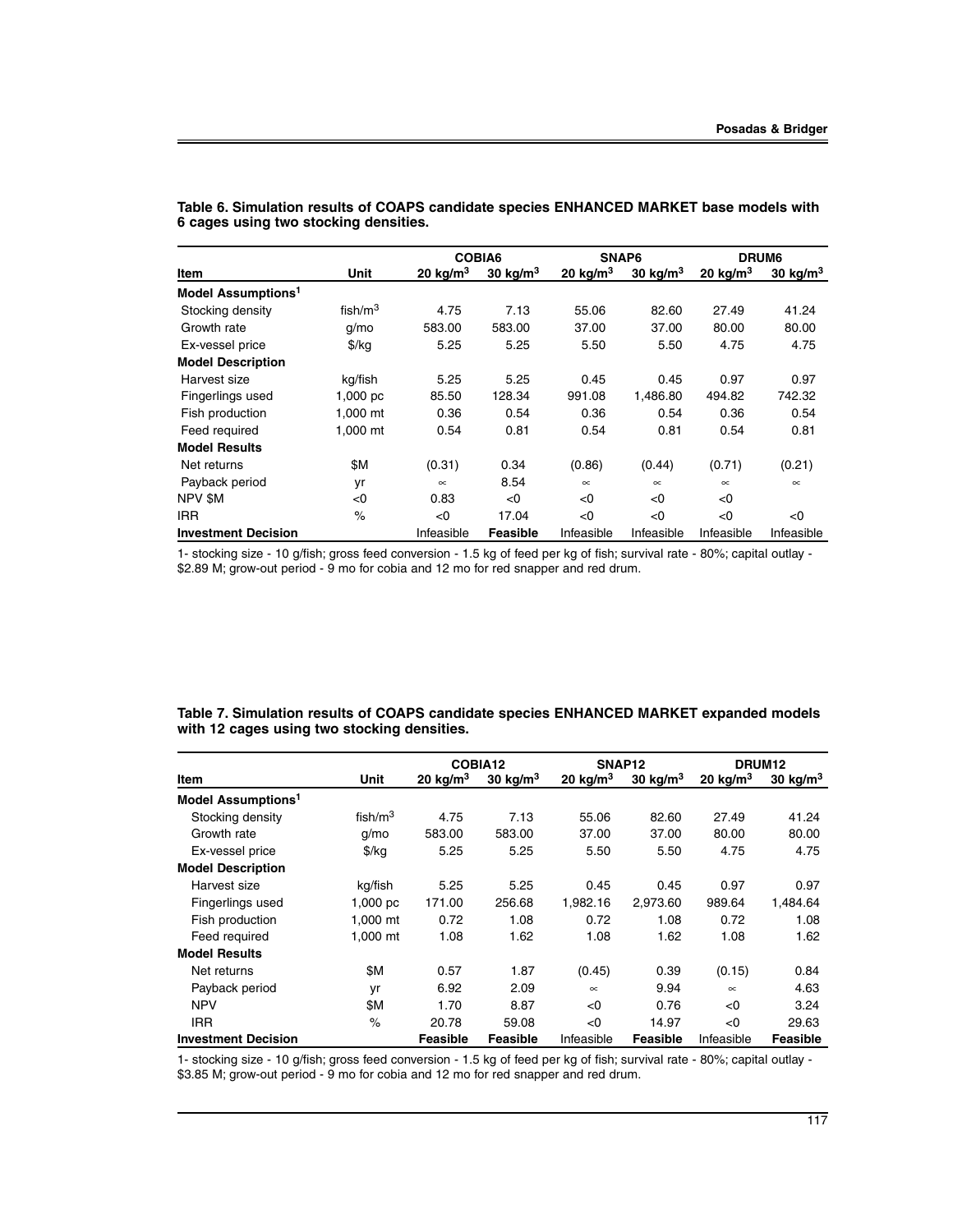**Table 6. Simulation results of COAPS candidate species ENHANCED MARKET base models with 6 cages using two stocking densities.**

| Item | Unit | COBIA6 | | SNAP6 | | DRUM6 | |
|---|---|---|---|---|---|---|---|
| | | 20 kg/m$^3$ | 30 kg/m$^3$ | 20 kg/m$^3$ | 30 kg/m$^3$ | 20 kg/m$^3$ | 30 kg/m$^3$ |
| **Model Assumptions**[1] | | | | | | | |
| Stocking density | fish/m$^3$ | 4.75 | 7.13 | 55.06 | 82.60 | 27.49 | 41.24 |
| Growth rate | g/mo | 583.00 | 583.00 | 37.00 | 37.00 | 80.00 | 80.00 |
| Ex-vessel price | $/kg | 5.25 | 5.25 | 5.50 | 5.50 | 4.75 | 4.75 |
| **Model Description** | | | | | | | |
| Harvest size | kg/fish | 5.25 | 5.25 | 0.45 | 0.45 | 0.97 | 0.97 |
| Fingerlings used | 1,000 pc | 85.50 | 128.34 | 991.08 | 1,486.80 | 494.82 | 742.32 |
| Fish production | 1,000 mt | 0.36 | 0.54 | 0.36 | 0.54 | 0.36 | 0.54 |
| Feed required | 1,000 mt | 0.54 | 0.81 | 0.54 | 0.81 | 0.54 | 0.81 |
| **Model Results** | | | | | | | |
| Net returns | $M | (0.31) | 0.34 | (0.86) | (0.44) | (0.71) | (0.21) |
| Payback period | yr | ∞ | 8.54 | ∞ | ∞ | ∞ | ∞ |
| NPV $M | <0 | 0.83 | <0 | <0 | <0 | <0 | |
| IRR | % | <0 | 17.04 | <0 | <0 | <0 | <0 |
| **Investment Decision** | | Infeasible | **Feasible** | Infeasible | Infeasible | Infeasible | Infeasible |

1- stocking size - 10 g/fish; gross feed conversion - 1.5 kg of feed per kg of fish; survival rate - 80%; capital outlay - $2.89 M; grow-out period - 9 mo for cobia and 12 mo for red snapper and red drum.

**Table 7. Simulation results of COAPS candidate species ENHANCED MARKET expanded models with 12 cages using two stocking densities.**

| Item | Unit | COBIA12 | | SNAP12 | | DRUM12 | |
|---|---|---|---|---|---|---|---|
| | | 20 kg/m$^3$ | 30 kg/m$^3$ | 20 kg/m$^3$ | 30 kg/m$^3$ | 20 kg/m$^3$ | 30 kg/m$^3$ |
| **Model Assumptions**[1] | | | | | | | |
| Stocking density | fish/m$^3$ | 4.75 | 7.13 | 55.06 | 82.60 | 27.49 | 41.24 |
| Growth rate | g/mo | 583.00 | 583.00 | 37.00 | 37.00 | 80.00 | 80.00 |
| Ex-vessel price | $/kg | 5.25 | 5.25 | 5.50 | 5.50 | 4.75 | 4.75 |
| **Model Description** | | | | | | | |
| Harvest size | kg/fish | 5.25 | 5.25 | 0.45 | 0.45 | 0.97 | 0.97 |
| Fingerlings used | 1,000 pc | 171.00 | 256.68 | 1,982.16 | 2,973.60 | 989.64 | 1,484.64 |
| Fish production | 1,000 mt | 0.72 | 1.08 | 0.72 | 1.08 | 0.72 | 1.08 |
| Feed required | 1,000 mt | 1.08 | 1.62 | 1.08 | 1.62 | 1.08 | 1.62 |
| **Model Results** | | | | | | | |
| Net returns | $M | 0.57 | 1.87 | (0.45) | 0.39 | (0.15) | 0.84 |
| Payback period | yr | 6.92 | 2.09 | ∞ | 9.94 | ∞ | 4.63 |
| NPV | $M | 1.70 | 8.87 | <0 | 0.76 | <0 | 3.24 |
| IRR | % | 20.78 | 59.08 | <0 | 14.97 | <0 | 29.63 |
| **Investment Decision** | | **Feasible** | **Feasible** | Infeasible | **Feasible** | Infeasible | **Feasible** |

1- stocking size - 10 g/fish; gross feed conversion - 1.5 kg of feed per kg of fish; survival rate - 80%; capital outlay - $3.85 M; grow-out period - 9 mo for cobia and 12 mo for red snapper and red drum.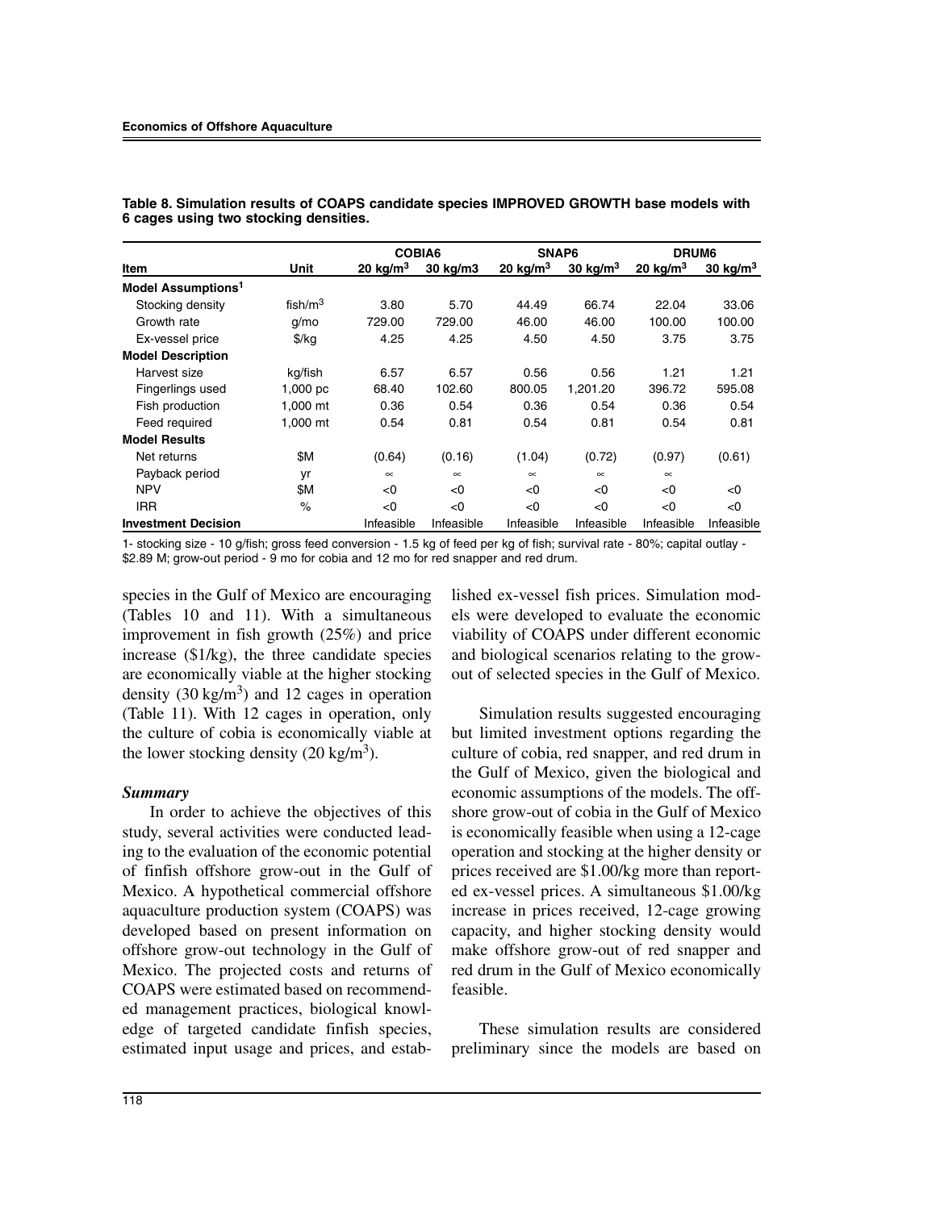**Table 8. Simulation results of COAPS candidate species IMPROVED GROWTH base models with 6 cages using two stocking densities.**

| Item | Unit | COBIA6 | | SNAP6 | | DRUM6 | |
|---|---|---|---|---|---|---|---|
| | | 20 $kg/m^3$ | 30 kg/m3 | 20 $kg/m^3$ | 30 $kg/m^3$ | 20 $kg/m^3$ | 30 $kg/m^3$ |
| **Model Assumptions**[1] | | | | | | | |
| Stocking density | $fish/m^3$ | 3.80 | 5.70 | 44.49 | 66.74 | 22.04 | 33.06 |
| Growth rate | g/mo | 729.00 | 729.00 | 46.00 | 46.00 | 100.00 | 100.00 |
| Ex-vessel price | $/kg | 4.25 | 4.25 | 4.50 | 4.50 | 3.75 | 3.75 |
| **Model Description** | | | | | | | |
| Harvest size | kg/fish | 6.57 | 6.57 | 0.56 | 0.56 | 1.21 | 1.21 |
| Fingerlings used | 1,000 pc | 68.40 | 102.60 | 800.05 | 1,201.20 | 396.72 | 595.08 |
| Fish production | 1,000 mt | 0.36 | 0.54 | 0.36 | 0.54 | 0.36 | 0.54 |
| Feed required | 1,000 mt | 0.54 | 0.81 | 0.54 | 0.81 | 0.54 | 0.81 |
| **Model Results** | | | | | | | |
| Net returns | $M | (0.64) | (0.16) | (1.04) | (0.72) | (0.97) | (0.61) |
| Payback period | yr | ∞ | ∞ | ∞ | ∞ | ∞ | |
| NPV | $M | <0 | <0 | <0 | <0 | <0 | <0 |
| IRR | % | <0 | <0 | <0 | <0 | <0 | <0 |
| **Investment Decision** | | Infeasible | Infeasible | Infeasible | Infeasible | Infeasible | Infeasible |

1- stocking size - 10 g/fish; gross feed conversion - 1.5 kg of feed per kg of fish; survival rate - 80%; capital outlay - $2.89 M; grow-out period - 9 mo for cobia and 12 mo for red snapper and red drum.

species in the Gulf of Mexico are encouraging (Tables 10 and 11). With a simultaneous improvement in fish growth (25%) and price increase ($1/kg), the three candidate species are economically viable at the higher stocking density (30 $kg/m^3$) and 12 cages in operation (Table 11). With 12 cages in operation, only the culture of cobia is economically viable at the lower stocking density (20 $kg/m^3$).

### *Summary*

In order to achieve the objectives of this study, several activities were conducted leading to the evaluation of the economic potential of finfish offshore grow-out in the Gulf of Mexico. A hypothetical commercial offshore aquaculture production system (COAPS) was developed based on present information on offshore grow-out technology in the Gulf of Mexico. The projected costs and returns of COAPS were estimated based on recommended management practices, biological knowledge of targeted candidate finfish species, estimated input usage and prices, and established ex-vessel fish prices. Simulation models were developed to evaluate the economic viability of COAPS under different economic and biological scenarios relating to the grow-out of selected species in the Gulf of Mexico.

Simulation results suggested encouraging but limited investment options regarding the culture of cobia, red snapper, and red drum in the Gulf of Mexico, given the biological and economic assumptions of the models. The offshore grow-out of cobia in the Gulf of Mexico is economically feasible when using a 12-cage operation and stocking at the higher density or prices received are $1.00/kg more than reported ex-vessel prices. A simultaneous $1.00/kg increase in prices received, 12-cage growing capacity, and higher stocking density would make offshore grow-out of red snapper and red drum in the Gulf of Mexico economically feasible.

These simulation results are considered preliminary since the models are based on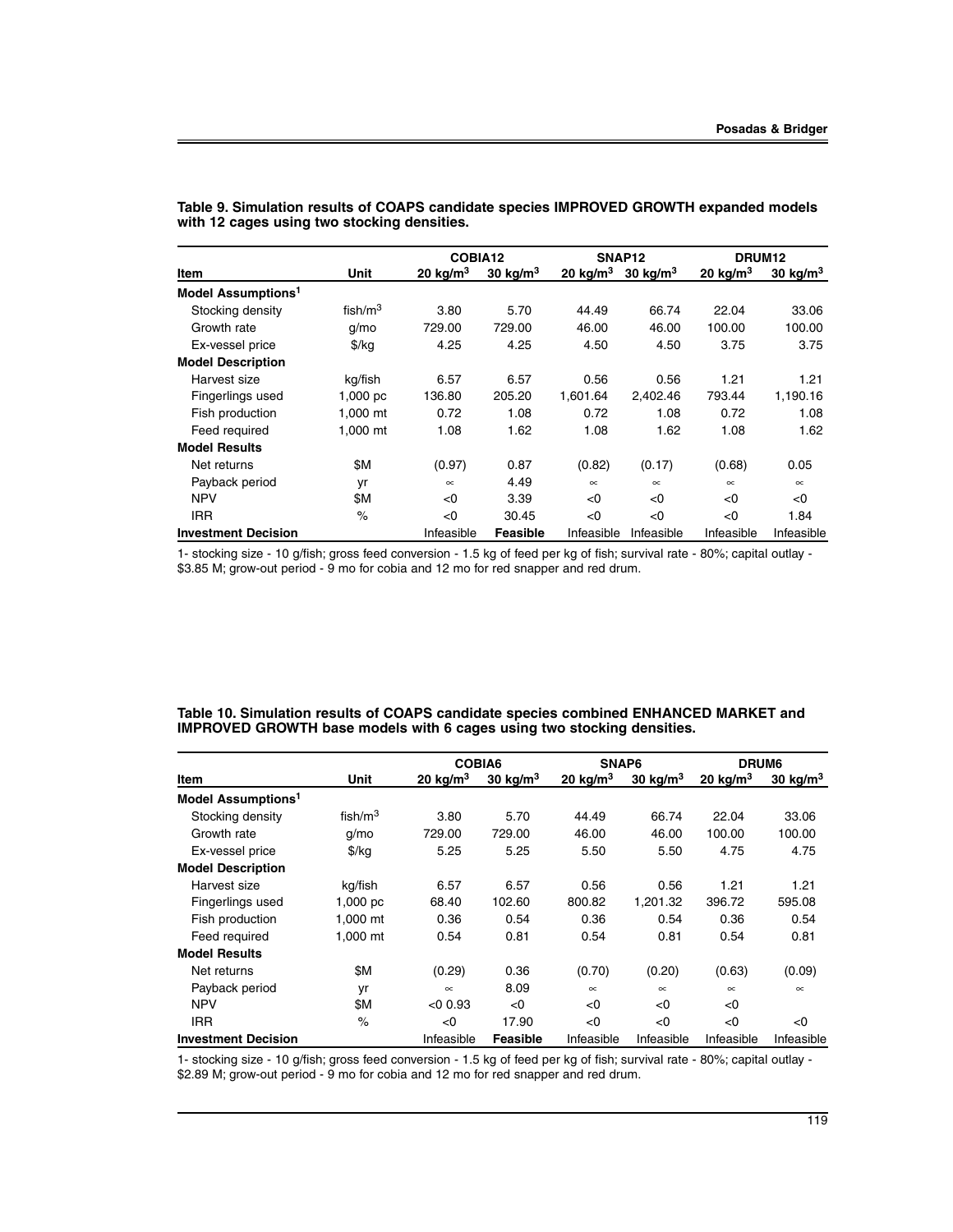**Table 9. Simulation results of COAPS candidate species IMPROVED GROWTH expanded models with 12 cages using two stocking densities.**

| Item | Unit | COBIA12 | | SNAP12 | | DRUM12 | |
|---|---|---|---|---|---|---|---|
| | | 20 kg/m$^3$ | 30 kg/m$^3$ | 20 kg/m$^3$ | 30 kg/m$^3$ | 20 kg/m$^3$ | 30 kg/m$^3$ |
| **Model Assumptions**[1] | | | | | | | |
| Stocking density | fish/m$^3$ | 3.80 | 5.70 | 44.49 | 66.74 | 22.04 | 33.06 |
| Growth rate | g/mo | 729.00 | 729.00 | 46.00 | 46.00 | 100.00 | 100.00 |
| Ex-vessel price | $/kg | 4.25 | 4.25 | 4.50 | 4.50 | 3.75 | 3.75 |
| **Model Description** | | | | | | | |
| Harvest size | kg/fish | 6.57 | 6.57 | 0.56 | 0.56 | 1.21 | 1.21 |
| Fingerlings used | 1,000 pc | 136.80 | 205.20 | 1,601.64 | 2,402.46 | 793.44 | 1,190.16 |
| Fish production | 1,000 mt | 0.72 | 1.08 | 0.72 | 1.08 | 0.72 | 1.08 |
| Feed required | 1,000 mt | 1.08 | 1.62 | 1.08 | 1.62 | 1.08 | 1.62 |
| **Model Results** | | | | | | | |
| Net returns | $M | (0.97) | 0.87 | (0.82) | (0.17) | (0.68) | 0.05 |
| Payback period | yr | ∝ | 4.49 | ∝ | ∝ | ∝ | ∝ |
| NPV | $M | <0 | 3.39 | <0 | <0 | <0 | <0 |
| IRR | % | <0 | 30.45 | <0 | <0 | <0 | 1.84 |
| **Investment Decision** | | Infeasible | **Feasible** | Infeasible | Infeasible | Infeasible | Infeasible |

1- stocking size - 10 g/fish; gross feed conversion - 1.5 kg of feed per kg of fish; survival rate - 80%; capital outlay - $3.85 M; grow-out period - 9 mo for cobia and 12 mo for red snapper and red drum.

**Table 10. Simulation results of COAPS candidate species combined ENHANCED MARKET and IMPROVED GROWTH base models with 6 cages using two stocking densities.**

| Item | Unit | COBIA6 | | SNAP6 | | DRUM6 | |
|---|---|---|---|---|---|---|---|
| | | 20 kg/m$^3$ | 30 kg/m$^3$ | 20 kg/m$^3$ | 30 kg/m$^3$ | 20 kg/m$^3$ | 30 kg/m$^3$ |
| **Model Assumptions**[1] | | | | | | | |
| Stocking density | fish/m$^3$ | 3.80 | 5.70 | 44.49 | 66.74 | 22.04 | 33.06 |
| Growth rate | g/mo | 729.00 | 729.00 | 46.00 | 46.00 | 100.00 | 100.00 |
| Ex-vessel price | $/kg | 5.25 | 5.25 | 5.50 | 5.50 | 4.75 | 4.75 |
| **Model Description** | | | | | | | |
| Harvest size | kg/fish | 6.57 | 6.57 | 0.56 | 0.56 | 1.21 | 1.21 |
| Fingerlings used | 1,000 pc | 68.40 | 102.60 | 800.82 | 1,201.32 | 396.72 | 595.08 |
| Fish production | 1,000 mt | 0.36 | 0.54 | 0.36 | 0.54 | 0.36 | 0.54 |
| Feed required | 1,000 mt | 0.54 | 0.81 | 0.54 | 0.81 | 0.54 | 0.81 |
| **Model Results** | | | | | | | |
| Net returns | $M | (0.29) | 0.36 | (0.70) | (0.20) | (0.63) | (0.09) |
| Payback period | yr | ∝ | 8.09 | ∝ | ∝ | ∝ | ∝ |
| NPV | $M | <0 0.93 | <0 | <0 | <0 | <0 | |
| IRR | % | <0 | 17.90 | <0 | <0 | <0 | <0 |
| **Investment Decision** | | Infeasible | **Feasible** | Infeasible | Infeasible | Infeasible | Infeasible |

1- stocking size - 10 g/fish; gross feed conversion - 1.5 kg of feed per kg of fish; survival rate - 80%; capital outlay - $2.89 M; grow-out period - 9 mo for cobia and 12 mo for red snapper and red drum.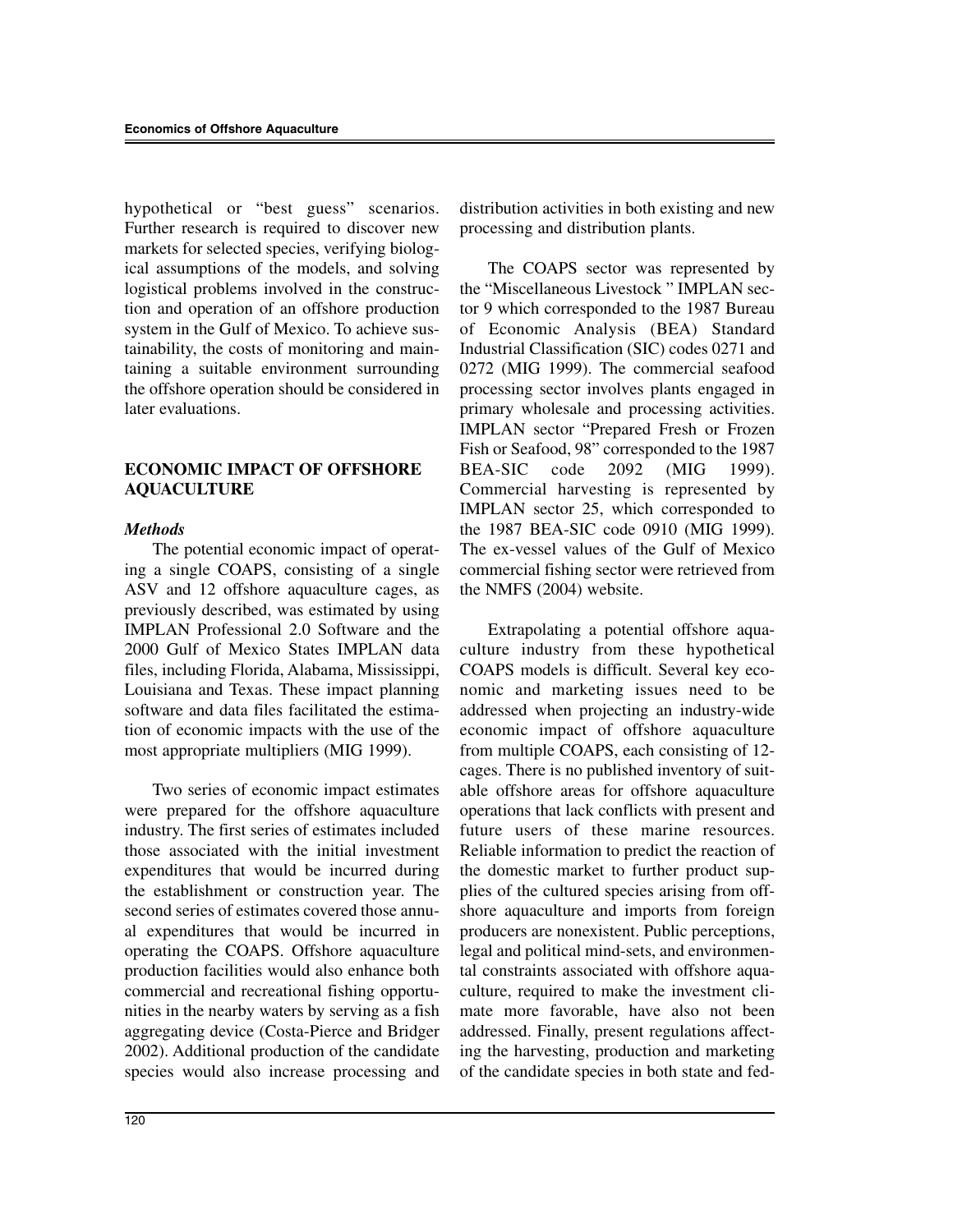hypothetical or "best guess" scenarios. Further research is required to discover new markets for selected species, verifying biological assumptions of the models, and solving logistical problems involved in the construction and operation of an offshore production system in the Gulf of Mexico. To achieve sustainability, the costs of monitoring and maintaining a suitable environment surrounding the offshore operation should be considered in later evaluations.

## ECONOMIC IMPACT OF OFFSHORE AQUACULTURE

### *Methods*

The potential economic impact of operating a single COAPS, consisting of a single ASV and 12 offshore aquaculture cages, as previously described, was estimated by using IMPLAN Professional 2.0 Software and the 2000 Gulf of Mexico States IMPLAN data files, including Florida, Alabama, Mississippi, Louisiana and Texas. These impact planning software and data files facilitated the estimation of economic impacts with the use of the most appropriate multipliers (MIG 1999).

Two series of economic impact estimates were prepared for the offshore aquaculture industry. The first series of estimates included those associated with the initial investment expenditures that would be incurred during the establishment or construction year. The second series of estimates covered those annual expenditures that would be incurred in operating the COAPS. Offshore aquaculture production facilities would also enhance both commercial and recreational fishing opportunities in the nearby waters by serving as a fish aggregating device (Costa-Pierce and Bridger 2002). Additional production of the candidate species would also increase processing and distribution activities in both existing and new processing and distribution plants.

The COAPS sector was represented by the "Miscellaneous Livestock " IMPLAN sector 9 which corresponded to the 1987 Bureau of Economic Analysis (BEA) Standard Industrial Classification (SIC) codes 0271 and 0272 (MIG 1999). The commercial seafood processing sector involves plants engaged in primary wholesale and processing activities. IMPLAN sector "Prepared Fresh or Frozen Fish or Seafood, 98" corresponded to the 1987 BEA-SIC code 2092 (MIG 1999). Commercial harvesting is represented by IMPLAN sector 25, which corresponded to the 1987 BEA-SIC code 0910 (MIG 1999). The ex-vessel values of the Gulf of Mexico commercial fishing sector were retrieved from the NMFS (2004) website.

Extrapolating a potential offshore aquaculture industry from these hypothetical COAPS models is difficult. Several key economic and marketing issues need to be addressed when projecting an industry-wide economic impact of offshore aquaculture from multiple COAPS, each consisting of 12-cages. There is no published inventory of suitable offshore areas for offshore aquaculture operations that lack conflicts with present and future users of these marine resources. Reliable information to predict the reaction of the domestic market to further product supplies of the cultured species arising from offshore aquaculture and imports from foreign producers are nonexistent. Public perceptions, legal and political mind-sets, and environmental constraints associated with offshore aquaculture, required to make the investment climate more favorable, have also not been addressed. Finally, present regulations affecting the harvesting, production and marketing of the candidate species in both state and fed-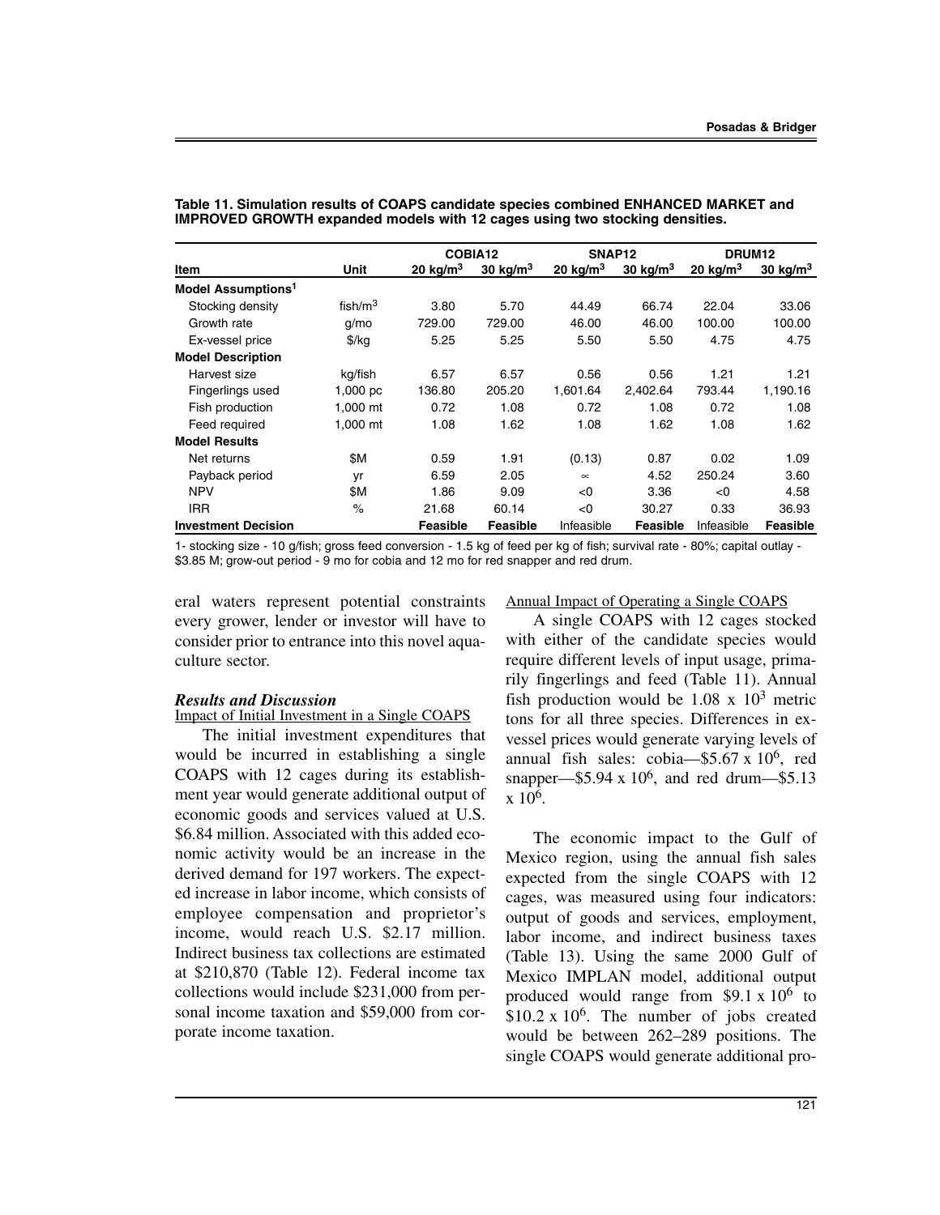**Table 11. Simulation results of COAPS candidate species combined ENHANCED MARKET and IMPROVED GROWTH expanded models with 12 cages using two stocking densities.**

| Item | Unit | COBIA12 | | SNAP12 | | DRUM12 | |
|---|---|---|---|---|---|---|---|
| | | 20 kg/m$^3$ | 30 kg/m$^3$ | 20 kg/m$^3$ | 30 kg/m$^3$ | 20 kg/m$^3$ | 30 kg/m$^3$ |
| **Model Assumptions**[1] | | | | | | | |
| Stocking density | fish/m$^3$ | 3.80 | 5.70 | 44.49 | 66.74 | 22.04 | 33.06 |
| Growth rate | g/mo | 729.00 | 729.00 | 46.00 | 46.00 | 100.00 | 100.00 |
| Ex-vessel price | $/kg | 5.25 | 5.25 | 5.50 | 5.50 | 4.75 | 4.75 |
| **Model Description** | | | | | | | |
| Harvest size | kg/fish | 6.57 | 6.57 | 0.56 | 0.56 | 1.21 | 1.21 |
| Fingerlings used | 1,000 pc | 136.80 | 205.20 | 1,601.64 | 2,402.64 | 793.44 | 1,190.16 |
| Fish production | 1,000 mt | 0.72 | 1.08 | 0.72 | 1.08 | 0.72 | 1.08 |
| Feed required | 1,000 mt | 1.08 | 1.62 | 1.08 | 1.62 | 1.08 | 1.62 |
| **Model Results** | | | | | | | |
| Net returns | $M | 0.59 | 1.91 | (0.13) | 0.87 | 0.02 | 1.09 |
| Payback period | yr | 6.59 | 2.05 | $\infty$ | 4.52 | 250.24 | 3.60 |
| NPV | $M | 1.86 | 9.09 | <0 | 3.36 | <0 | 4.58 |
| IRR | % | 21.68 | 60.14 | <0 | 30.27 | 0.33 | 36.93 |
| **Investment Decision** | | **Feasible** | **Feasible** | Infeasible | **Feasible** | Infeasible | **Feasible** |

1- stocking size - 10 g/fish; gross feed conversion - 1.5 kg of feed per kg of fish; survival rate - 80%; capital outlay - $3.85 M; grow-out period - 9 mo for cobia and 12 mo for red snapper and red drum.

eral waters represent potential constraints every grower, lender or investor will have to consider prior to entrance into this novel aquaculture sector.

### *Results and Discussion*

Impact of Initial Investment in a Single COAPS

The initial investment expenditures that would be incurred in establishing a single COAPS with 12 cages during its establishment year would generate additional output of economic goods and services valued at U.S. $6.84 million. Associated with this added economic activity would be an increase in the derived demand for 197 workers. The expected increase in labor income, which consists of employee compensation and proprietor's income, would reach U.S. $2.17 million. Indirect business tax collections are estimated at $210,870 (Table 12). Federal income tax collections would include $231,000 from personal income taxation and $59,000 from corporate income taxation.

Annual Impact of Operating a Single COAPS

A single COAPS with 12 cages stocked with either of the candidate species would require different levels of input usage, primarily fingerlings and feed (Table 11). Annual fish production would be 1.08 x $10^3$ metric tons for all three species. Differences in ex-vessel prices would generate varying levels of annual fish sales: cobia—$5.67 x $10^6$, red snapper—$5.94 x $10^6$, and red drum—$5.13 x $10^6$.

The economic impact to the Gulf of Mexico region, using the annual fish sales expected from the single COAPS with 12 cages, was measured using four indicators: output of goods and services, employment, labor income, and indirect business taxes (Table 13). Using the same 2000 Gulf of Mexico IMPLAN model, additional output produced would range from $9.1 x $10^6$ to $10.2 x $10^6$. The number of jobs created would be between 262–289 positions. The single COAPS would generate additional pro-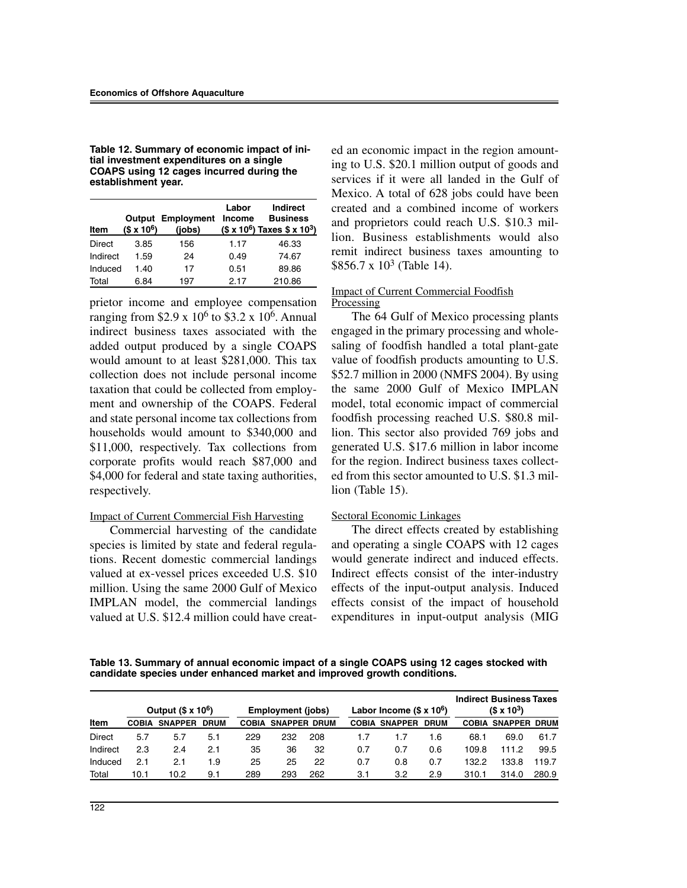**Table 12. Summary of economic impact of initial investment expenditures on a single COAPS using 12 cages incurred during the establishment year.**

| Item | Output ($ x $10^6$) | Employment (jobs) | Labor Income ($ x $10^6$) | Indirect Business Taxes $ x $10^3$) |
|---|---|---|---|---|
| Direct | 3.85 | 156 | 1.17 | 46.33 |
| Indirect | 1.59 | 24 | 0.49 | 74.67 |
| Induced | 1.40 | 17 | 0.51 | 89.86 |
| Total | 6.84 | 197 | 2.17 | 210.86 |

prietor income and employee compensation ranging from $2.9 x $10^6$ to $3.2 x $10^6$. Annual indirect business taxes associated with the added output produced by a single COAPS would amount to at least $281,000. This tax collection does not include personal income taxation that could be collected from employment and ownership of the COAPS. Federal and state personal income tax collections from households would amount to $340,000 and $11,000, respectively. Tax collections from corporate profits would reach $87,000 and $4,000 for federal and state taxing authorities, respectively.

Impact of Current Commercial Fish Harvesting

Commercial harvesting of the candidate species is limited by state and federal regulations. Recent domestic commercial landings valued at ex-vessel prices exceeded U.S. $10 million. Using the same 2000 Gulf of Mexico IMPLAN model, the commercial landings valued at U.S. $12.4 million could have created an economic impact in the region amounting to U.S. $20.1 million output of goods and services if it were all landed in the Gulf of Mexico. A total of 628 jobs could have been created and a combined income of workers and proprietors could reach U.S. $10.3 million. Business establishments would also remit indirect business taxes amounting to $856.7 x $10^3$ (Table 14).

Impact of Current Commercial Foodfish Processing

The 64 Gulf of Mexico processing plants engaged in the primary processing and wholesaling of foodfish handled a total plant-gate value of foodfish products amounting to U.S. $52.7 million in 2000 (NMFS 2004). By using the same 2000 Gulf of Mexico IMPLAN model, total economic impact of commercial foodfish processing reached U.S. $80.8 million. This sector also provided 769 jobs and generated U.S. $17.6 million in labor income for the region. Indirect business taxes collected from this sector amounted to U.S. $1.3 million (Table 15).

Sectoral Economic Linkages

The direct effects created by establishing and operating a single COAPS with 12 cages would generate indirect and induced effects. Indirect effects consist of the inter-industry effects of the input-output analysis. Induced effects consist of the impact of household expenditures in input-output analysis (MIG

**Table 13. Summary of annual economic impact of a single COAPS using 12 cages stocked with candidate species under enhanced market and improved growth conditions.**

| | Output ($ x $10^6$) | | | Employment (jobs) | | | Labor Income ($ x $10^6$) | | | Indirect Business Taxes ($ x $10^3$) | | |
|---|---|---|---|---|---|---|---|---|---|---|---|---|
| Item | COBIA | SNAPPER | DRUM | COBIA | SNAPPER | DRUM | COBIA | SNAPPER | DRUM | COBIA | SNAPPER | DRUM |
| Direct | 5.7 | 5.7 | 5.1 | 229 | 232 | 208 | 1.7 | 1.7 | 1.6 | 68.1 | 69.0 | 61.7 |
| Indirect | 2.3 | 2.4 | 2.1 | 35 | 36 | 32 | 0.7 | 0.7 | 0.6 | 109.8 | 111.2 | 99.5 |
| Induced | 2.1 | 2.1 | 1.9 | 25 | 25 | 22 | 0.7 | 0.8 | 0.7 | 132.2 | 133.8 | 119.7 |
| Total | 10.1 | 10.2 | 9.1 | 289 | 293 | 262 | 3.1 | 3.2 | 2.9 | 310.1 | 314.0 | 280.9 |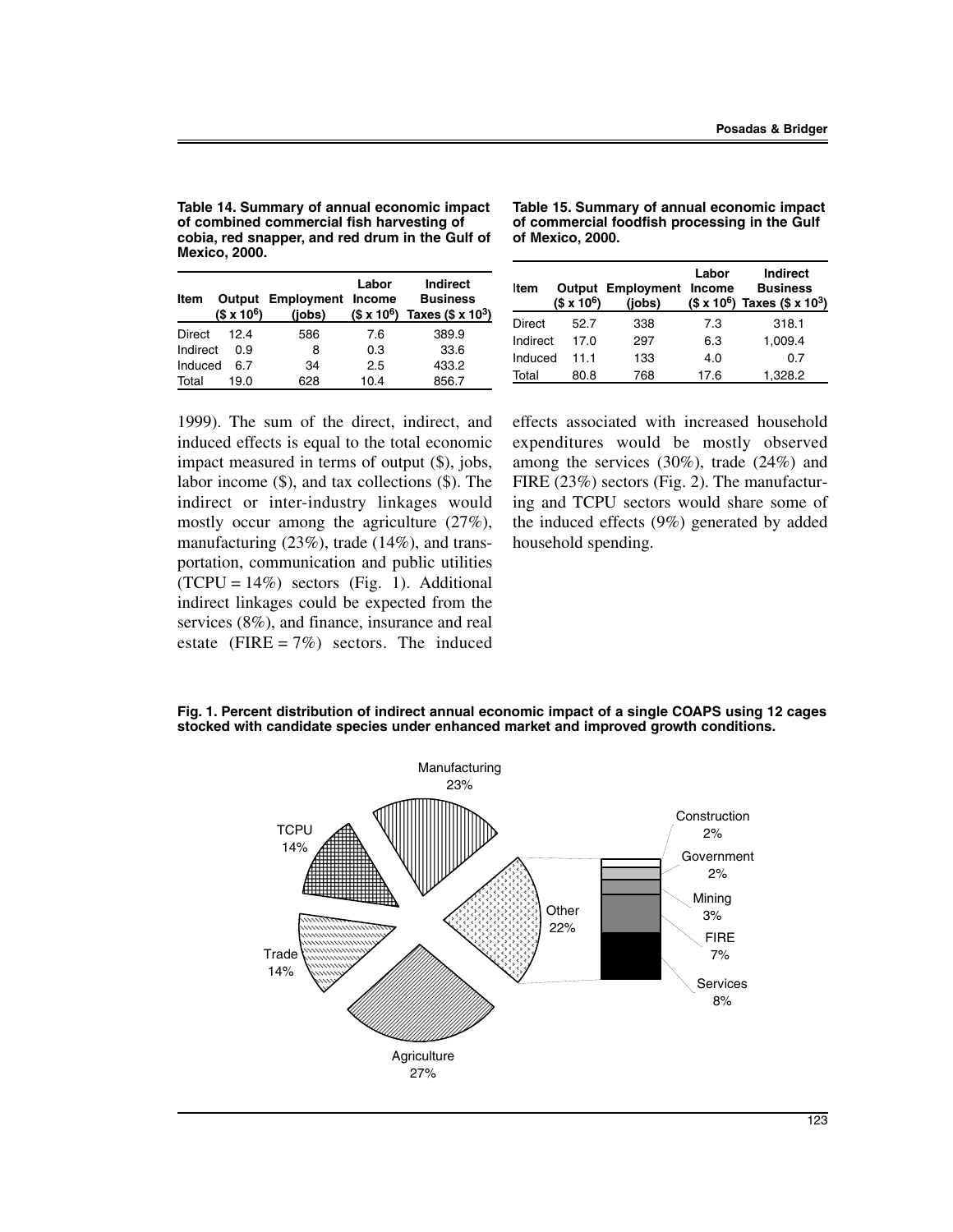**Table 14. Summary of annual economic impact of combined commercial fish harvesting of cobia, red snapper, and red drum in the Gulf of Mexico, 2000.**

| Item | Output ($\$ \times 10^6$) | Employment (jobs) | Labor Income ($\$ \times 10^6$) | Indirect Business Taxes ($\$ \times 10^3$) |
|---|---|---|---|---|
| Direct | 12.4 | 586 | 7.6 | 389.9 |
| Indirect | 0.9 | 8 | 0.3 | 33.6 |
| Induced | 6.7 | 34 | 2.5 | 433.2 |
| Total | 19.0 | 628 | 10.4 | 856.7 |

**Table 15. Summary of annual economic impact of commercial foodfish processing in the Gulf of Mexico, 2000.**

| Item | Output ($\$ \times 10^6$) | Employment (jobs) | Labor Income ($\$ \times 10^6$) | Indirect Business Taxes ($\$ \times 10^3$) |
|---|---|---|---|---|
| Direct | 52.7 | 338 | 7.3 | 318.1 |
| Indirect | 17.0 | 297 | 6.3 | 1,009.4 |
| Induced | 11.1 | 133 | 4.0 | 0.7 |
| Total | 80.8 | 768 | 17.6 | 1,328.2 |

1999). The sum of the direct, indirect, and induced effects is equal to the total economic impact measured in terms of output ($), jobs, labor income ($), and tax collections ($). The indirect or inter-industry linkages would mostly occur among the agriculture (27%), manufacturing (23%), trade (14%), and transportation, communication and public utilities (TCPU = 14%) sectors (Fig. 1). Additional indirect linkages could be expected from the services (8%), and finance, insurance and real estate (FIRE = 7%) sectors. The induced effects associated with increased household expenditures would be mostly observed among the services (30%), trade (24%) and FIRE (23%) sectors (Fig. 2). The manufacturing and TCPU sectors would share some of the induced effects (9%) generated by added household spending.

**Fig. 1. Percent distribution of indirect annual economic impact of a single COAPS using 12 cages stocked with candidate species under enhanced market and improved growth conditions.**

Manufacturing 23%; TCPU 14%; Trade 14%; Agriculture 27%; Other 22%: Construction 2%, Government 2%, Mining 3%, FIRE 7%, Services 8%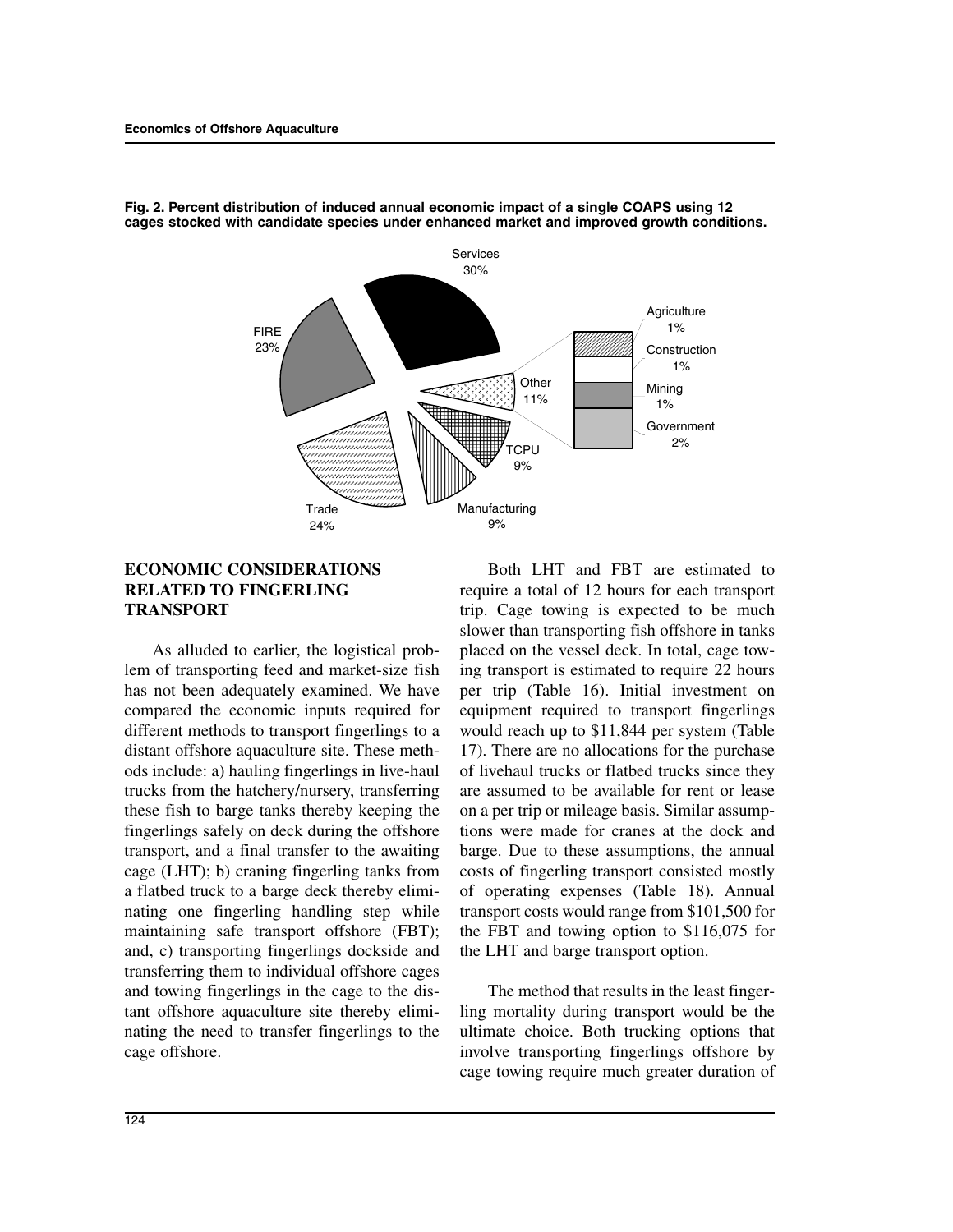**Fig. 2. Percent distribution of induced annual economic impact of a single COAPS using 12 cages stocked with candidate species under enhanced market and improved growth conditions.**

Services 30%

FIRE 23%

Trade 24%

Manufacturing 9%

TCPU 9%

Other 11%

Agriculture 1%

Construction 1%

Mining 1%

Government 2%

## ECONOMIC CONSIDERATIONS RELATED TO FINGERLING TRANSPORT

As alluded to earlier, the logistical problem of transporting feed and market-size fish has not been adequately examined. We have compared the economic inputs required for different methods to transport fingerlings to a distant offshore aquaculture site. These methods include: a) hauling fingerlings in live-haul trucks from the hatchery/nursery, transferring these fish to barge tanks thereby keeping the fingerlings safely on deck during the offshore transport, and a final transfer to the awaiting cage (LHT); b) craning fingerling tanks from a flatbed truck to a barge deck thereby eliminating one fingerling handling step while maintaining safe transport offshore (FBT); and, c) transporting fingerlings dockside and transferring them to individual offshore cages and towing fingerlings in the cage to the distant offshore aquaculture site thereby eliminating the need to transfer fingerlings to the cage offshore.

Both LHT and FBT are estimated to require a total of 12 hours for each transport trip. Cage towing is expected to be much slower than transporting fish offshore in tanks placed on the vessel deck. In total, cage towing transport is estimated to require 22 hours per trip (Table 16). Initial investment on equipment required to transport fingerlings would reach up to $11,844 per system (Table 17). There are no allocations for the purchase of livehaul trucks or flatbed trucks since they are assumed to be available for rent or lease on a per trip or mileage basis. Similar assumptions were made for cranes at the dock and barge. Due to these assumptions, the annual costs of fingerling transport consisted mostly of operating expenses (Table 18). Annual transport costs would range from $101,500 for the FBT and towing option to $116,075 for the LHT and barge transport option.

The method that results in the least fingerling mortality during transport would be the ultimate choice. Both trucking options that involve transporting fingerlings offshore by cage towing require much greater duration of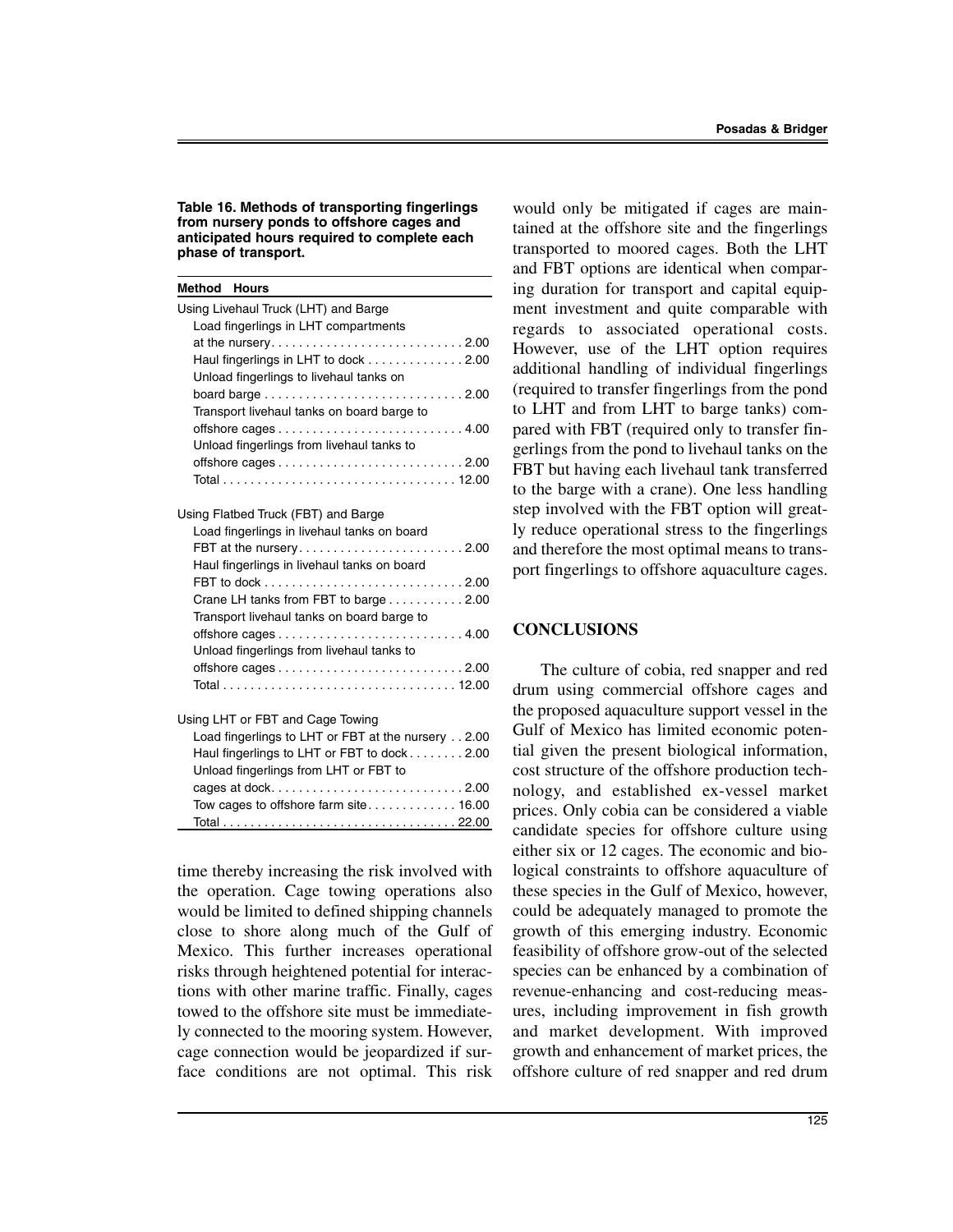**Table 16. Methods of transporting fingerlings from nursery ponds to offshore cages and anticipated hours required to complete each phase of transport.**

| Method | Hours |
|---|---|
| Using Livehaul Truck (LHT) and Barge | |
| Load fingerlings in LHT compartments at the nursery | 2.00 |
| Haul fingerlings in LHT to dock | 2.00 |
| Unload fingerlings to livehaul tanks on board barge | 2.00 |
| Transport livehaul tanks on board barge to offshore cages | 4.00 |
| Unload fingerlings from livehaul tanks to offshore cages | 2.00 |
| Total | 12.00 |
| Using Flatbed Truck (FBT) and Barge | |
| Load fingerlings in livehaul tanks on board FBT at the nursery | 2.00 |
| Haul fingerlings in livehaul tanks on board FBT to dock | 2.00 |
| Crane LH tanks from FBT to barge | 2.00 |
| Transport livehaul tanks on board barge to offshore cages | 4.00 |
| Unload fingerlings from livehaul tanks to offshore cages | 2.00 |
| Total | 12.00 |
| Using LHT or FBT and Cage Towing | |
| Load fingerlings to LHT or FBT at the nursery | 2.00 |
| Haul fingerlings to LHT or FBT to dock | 2.00 |
| Unload fingerlings from LHT or FBT to cages at dock | 2.00 |
| Tow cages to offshore farm site | 16.00 |
| Total | 22.00 |

time thereby increasing the risk involved with the operation. Cage towing operations also would be limited to defined shipping channels close to shore along much of the Gulf of Mexico. This further increases operational risks through heightened potential for interactions with other marine traffic. Finally, cages towed to the offshore site must be immediately connected to the mooring system. However, cage connection would be jeopardized if surface conditions are not optimal. This risk would only be mitigated if cages are maintained at the offshore site and the fingerlings transported to moored cages. Both the LHT and FBT options are identical when comparing duration for transport and capital equipment investment and quite comparable with regards to associated operational costs. However, use of the LHT option requires additional handling of individual fingerlings (required to transfer fingerlings from the pond to LHT and from LHT to barge tanks) compared with FBT (required only to transfer fingerlings from the pond to livehaul tanks on the FBT but having each livehaul tank transferred to the barge with a crane). One less handling step involved with the FBT option will greatly reduce operational stress to the fingerlings and therefore the most optimal means to transport fingerlings to offshore aquaculture cages.

## CONCLUSIONS

The culture of cobia, red snapper and red drum using commercial offshore cages and the proposed aquaculture support vessel in the Gulf of Mexico has limited economic potential given the present biological information, cost structure of the offshore production technology, and established ex-vessel market prices. Only cobia can be considered a viable candidate species for offshore culture using either six or 12 cages. The economic and biological constraints to offshore aquaculture of these species in the Gulf of Mexico, however, could be adequately managed to promote the growth of this emerging industry. Economic feasibility of offshore grow-out of the selected species can be enhanced by a combination of revenue-enhancing and cost-reducing measures, including improvement in fish growth and market development. With improved growth and enhancement of market prices, the offshore culture of red snapper and red drum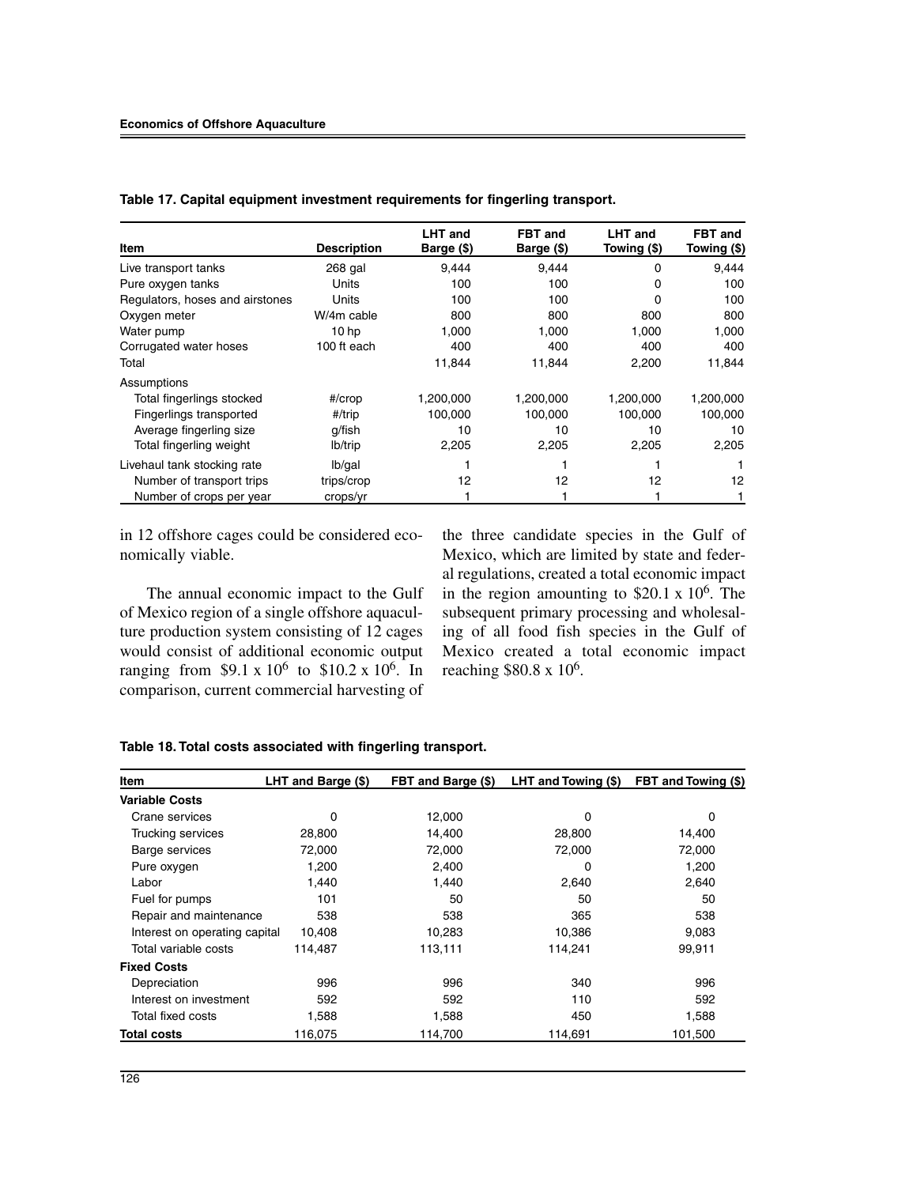**Table 17. Capital equipment investment requirements for fingerling transport.**

| Item | Description | LHT and Barge ($) | FBT and Barge ($) | LHT and Towing ($) | FBT and Towing ($) |
|---|---|---|---|---|---|
| Live transport tanks | 268 gal | 9,444 | 9,444 | 0 | 9,444 |
| Pure oxygen tanks | Units | 100 | 100 | 0 | 100 |
| Regulators, hoses and airstones | Units | 100 | 100 | 0 | 100 |
| Oxygen meter | W/4m cable | 800 | 800 | 800 | 800 |
| Water pump | 10 hp | 1,000 | 1,000 | 1,000 | 1,000 |
| Corrugated water hoses | 100 ft each | 400 | 400 | 400 | 400 |
| Total | | 11,844 | 11,844 | 2,200 | 11,844 |
| Assumptions | | | | | |
| Total fingerlings stocked | #/crop | 1,200,000 | 1,200,000 | 1,200,000 | 1,200,000 |
| Fingerlings transported | #/trip | 100,000 | 100,000 | 100,000 | 100,000 |
| Average fingerling size | g/fish | 10 | 10 | 10 | 10 |
| Total fingerling weight | lb/trip | 2,205 | 2,205 | 2,205 | 2,205 |
| Livehaul tank stocking rate | lb/gal | 1 | 1 | 1 | 1 |
| Number of transport trips | trips/crop | 12 | 12 | 12 | 12 |
| Number of crops per year | crops/yr | 1 | 1 | 1 | 1 |

in 12 offshore cages could be considered economically viable.

The annual economic impact to the Gulf of Mexico region of a single offshore aquaculture production system consisting of 12 cages would consist of additional economic output ranging from $\$9.1 \times 10^6$ to $\$10.2 \times 10^6$. In comparison, current commercial harvesting of the three candidate species in the Gulf of Mexico, which are limited by state and federal regulations, created a total economic impact in the region amounting to $\$20.1 \times 10^6$. The subsequent primary processing and wholesaling of all food fish species in the Gulf of Mexico created a total economic impact reaching $\$80.8 \times 10^6$.

**Table 18. Total costs associated with fingerling transport.**

| Item | LHT and Barge ($) | FBT and Barge ($) | LHT and Towing ($) | FBT and Towing ($) |
|---|---|---|---|---|
| **Variable Costs** | | | | |
| Crane services | 0 | 12,000 | 0 | 0 |
| Trucking services | 28,800 | 14,400 | 28,800 | 14,400 |
| Barge services | 72,000 | 72,000 | 72,000 | 72,000 |
| Pure oxygen | 1,200 | 2,400 | 0 | 1,200 |
| Labor | 1,440 | 1,440 | 2,640 | 2,640 |
| Fuel for pumps | 101 | 50 | 50 | 50 |
| Repair and maintenance | 538 | 538 | 365 | 538 |
| Interest on operating capital | 10,408 | 10,283 | 10,386 | 9,083 |
| Total variable costs | 114,487 | 113,111 | 114,241 | 99,911 |
| **Fixed Costs** | | | | |
| Depreciation | 996 | 996 | 340 | 996 |
| Interest on investment | 592 | 592 | 110 | 592 |
| Total fixed costs | 1,588 | 1,588 | 450 | 1,588 |
| **Total costs** | 116,075 | 114,700 | 114,691 | 101,500 |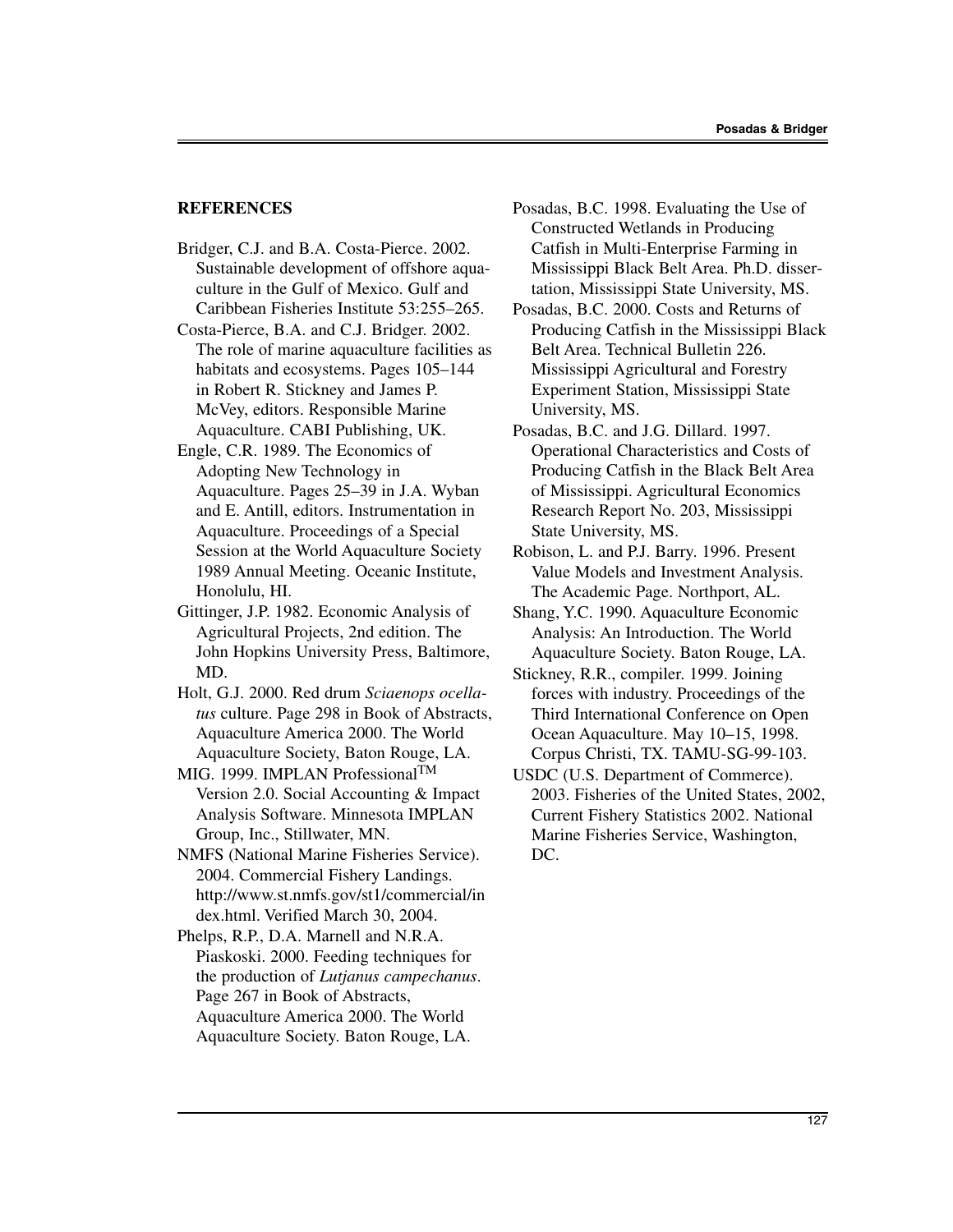## REFERENCES

Bridger, C.J. and B.A. Costa-Pierce. 2002. Sustainable development of offshore aquaculture in the Gulf of Mexico. Gulf and Caribbean Fisheries Institute 53:255–265.

Costa-Pierce, B.A. and C.J. Bridger. 2002. The role of marine aquaculture facilities as habitats and ecosystems. Pages 105–144 in Robert R. Stickney and James P. McVey, editors. Responsible Marine Aquaculture. CABI Publishing, UK.

Engle, C.R. 1989. The Economics of Adopting New Technology in Aquaculture. Pages 25–39 in J.A. Wyban and E. Antill, editors. Instrumentation in Aquaculture. Proceedings of a Special Session at the World Aquaculture Society 1989 Annual Meeting. Oceanic Institute, Honolulu, HI.

Gittinger, J.P. 1982. Economic Analysis of Agricultural Projects, 2nd edition. The John Hopkins University Press, Baltimore, MD.

Holt, G.J. 2000. Red drum *Sciaenops ocellatus* culture. Page 298 in Book of Abstracts, Aquaculture America 2000. The World Aquaculture Society, Baton Rouge, LA.

MIG. 1999. IMPLAN Professional™ Version 2.0. Social Accounting & Impact Analysis Software. Minnesota IMPLAN Group, Inc., Stillwater, MN.

NMFS (National Marine Fisheries Service). 2004. Commercial Fishery Landings. http://www.st.nmfs.gov/st1/commercial/index.html. Verified March 30, 2004.

Phelps, R.P., D.A. Marnell and N.R.A. Piaskoski. 2000. Feeding techniques for the production of *Lutjanus campechanus*. Page 267 in Book of Abstracts, Aquaculture America 2000. The World Aquaculture Society. Baton Rouge, LA.

Posadas, B.C. 1998. Evaluating the Use of Constructed Wetlands in Producing Catfish in Multi-Enterprise Farming in Mississippi Black Belt Area. Ph.D. dissertation, Mississippi State University, MS.

Posadas, B.C. 2000. Costs and Returns of Producing Catfish in the Mississippi Black Belt Area. Technical Bulletin 226. Mississippi Agricultural and Forestry Experiment Station, Mississippi State University, MS.

Posadas, B.C. and J.G. Dillard. 1997. Operational Characteristics and Costs of Producing Catfish in the Black Belt Area of Mississippi. Agricultural Economics Research Report No. 203, Mississippi State University, MS.

Robison, L. and P.J. Barry. 1996. Present Value Models and Investment Analysis. The Academic Page. Northport, AL.

Shang, Y.C. 1990. Aquaculture Economic Analysis: An Introduction. The World Aquaculture Society. Baton Rouge, LA.

Stickney, R.R., compiler. 1999. Joining forces with industry. Proceedings of the Third International Conference on Open Ocean Aquaculture. May 10–15, 1998. Corpus Christi, TX. TAMU-SG-99-103.

USDC (U.S. Department of Commerce). 2003. Fisheries of the United States, 2002, Current Fishery Statistics 2002. National Marine Fisheries Service, Washington, DC.